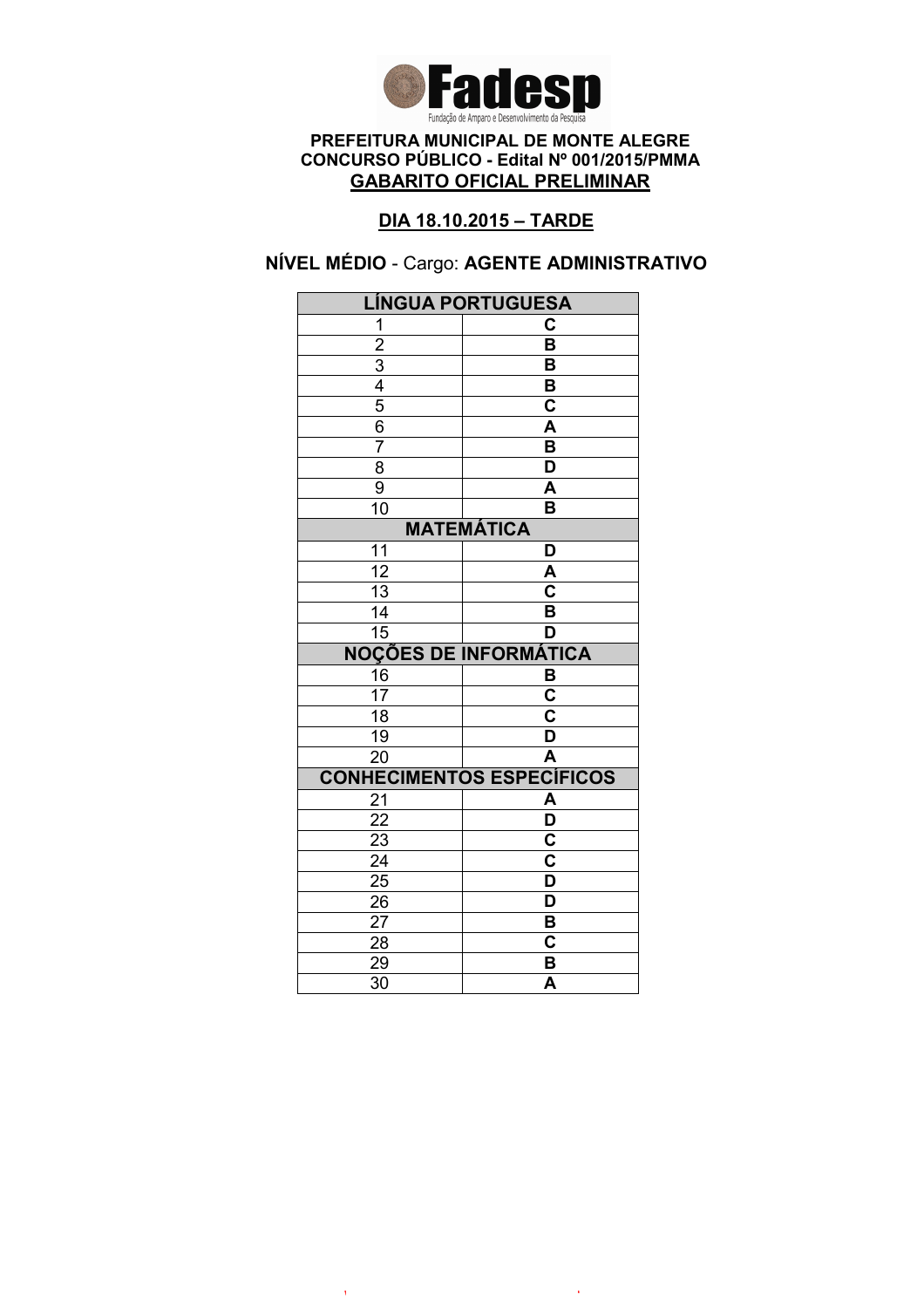**Fadesp**

Fundação de Amparo e Desenvolvimento da Pesquisa

**PREFEITURA MUNICIPAL DE MONTE ALEGRE**
**CONCURSO PÚBLICO - Edital Nº 001/2015/PMMA**
**GABARITO OFICIAL PRELIMINAR**

**DIA 18.10.2015 – TARDE**

**NÍVEL MÉDIO** - Cargo: **AGENTE ADMINISTRATIVO**

| LÍNGUA PORTUGUESA | |
|---|---|
| 1 | C |
| 2 | B |
| 3 | B |
| 4 | B |
| 5 | C |
| 6 | A |
| 7 | B |
| 8 | D |
| 9 | A |
| 10 | B |
| **MATEMÁTICA** | |
| 11 | D |
| 12 | A |
| 13 | C |
| 14 | B |
| 15 | D |
| **NOÇÕES DE INFORMÁTICA** | |
| 16 | B |
| 17 | C |
| 18 | C |
| 19 | D |
| 20 | A |
| **CONHECIMENTOS ESPECÍFICOS** | |
| 21 | A |
| 22 | D |
| 23 | C |
| 24 | C |
| 25 | D |
| 26 | D |
| 27 | B |
| 28 | C |
| 29 | B |
| 30 | A |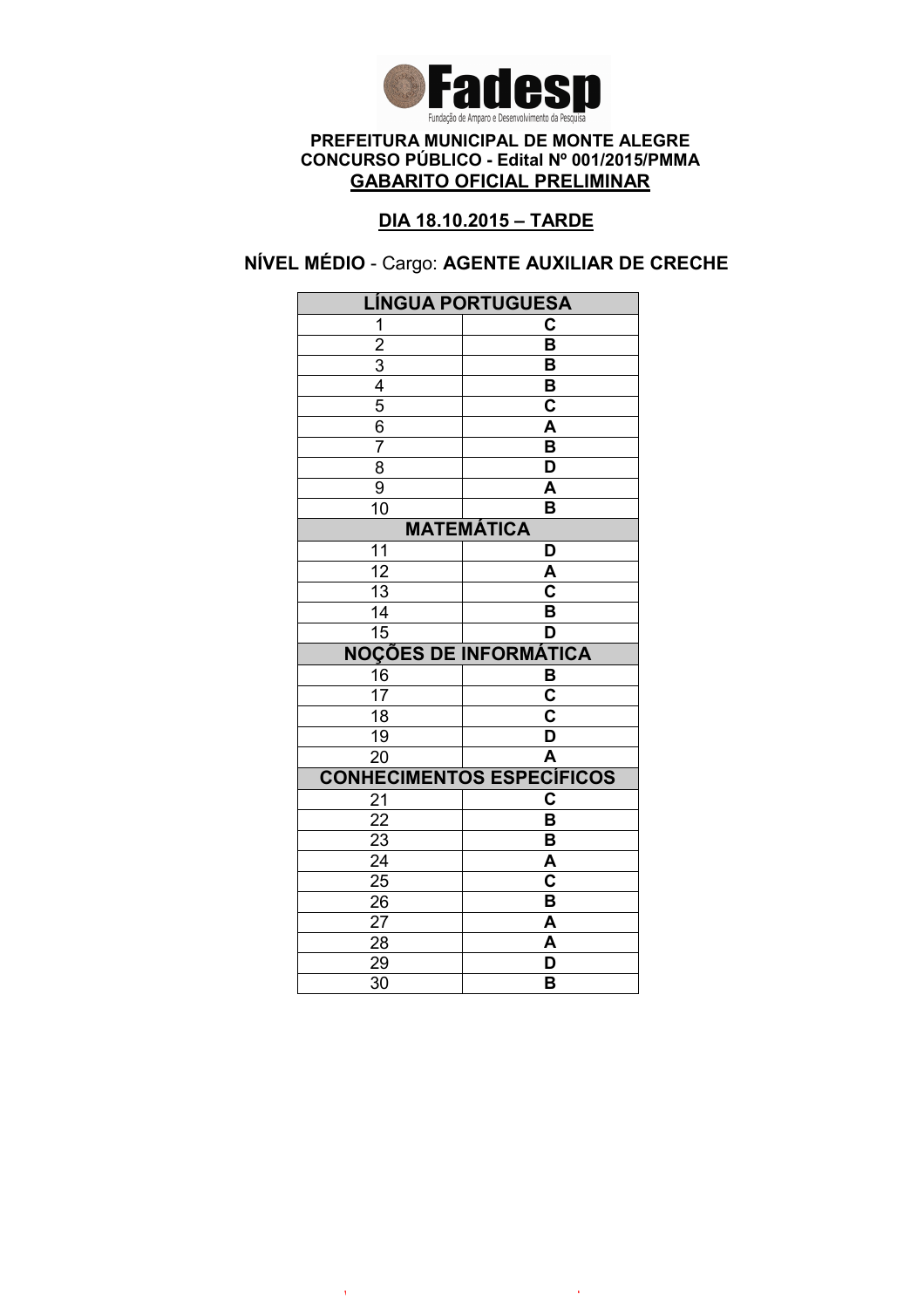**Fadesp**
Fundação de Amparo e Desenvolvimento da Pesquisa

**PREFEITURA MUNICIPAL DE MONTE ALEGRE**
**CONCURSO PÚBLICO - Edital Nº 001/2015/PMMA**
**GABARITO OFICIAL PRELIMINAR**

**DIA 18.10.2015 – TARDE**

**NÍVEL MÉDIO** - Cargo: **AGENTE AUXILIAR DE CRECHE**

| LÍNGUA PORTUGUESA | |
|---|---|
| 1 | C |
| 2 | B |
| 3 | B |
| 4 | B |
| 5 | C |
| 6 | A |
| 7 | B |
| 8 | D |
| 9 | A |
| 10 | B |
| **MATEMÁTICA** | |
| 11 | D |
| 12 | A |
| 13 | C |
| 14 | B |
| 15 | D |
| **NOÇÕES DE INFORMÁTICA** | |
| 16 | B |
| 17 | C |
| 18 | C |
| 19 | D |
| 20 | A |
| **CONHECIMENTOS ESPECÍFICOS** | |
| 21 | C |
| 22 | B |
| 23 | B |
| 24 | A |
| 25 | C |
| 26 | B |
| 27 | A |
| 28 | A |
| 29 | D |
| 30 | B |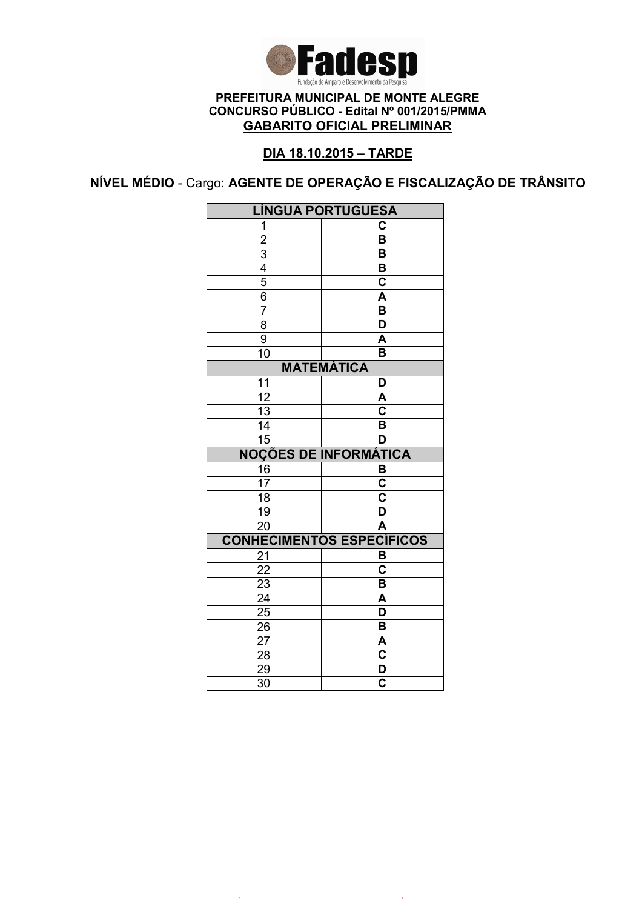**Fadesp**
Fundação de Amparo e Desenvolvimento da Pesquisa

**PREFEITURA MUNICIPAL DE MONTE ALEGRE**
**CONCURSO PÚBLICO - Edital Nº 001/2015/PMMA**
**GABARITO OFICIAL PRELIMINAR**

**DIA 18.10.2015 – TARDE**

**NÍVEL MÉDIO** - Cargo: **AGENTE DE OPERAÇÃO E FISCALIZAÇÃO DE TRÂNSITO**

| LÍNGUA PORTUGUESA | |
|---|---|
| 1 | C |
| 2 | B |
| 3 | B |
| 4 | B |
| 5 | C |
| 6 | A |
| 7 | B |
| 8 | D |
| 9 | A |
| 10 | B |
| **MATEMÁTICA** | |
| 11 | D |
| 12 | A |
| 13 | C |
| 14 | B |
| 15 | D |
| **NOÇÕES DE INFORMÁTICA** | |
| 16 | B |
| 17 | C |
| 18 | C |
| 19 | D |
| 20 | A |
| **CONHECIMENTOS ESPECÍFICOS** | |
| 21 | B |
| 22 | C |
| 23 | B |
| 24 | A |
| 25 | D |
| 26 | B |
| 27 | A |
| 28 | C |
| 29 | D |
| 30 | C |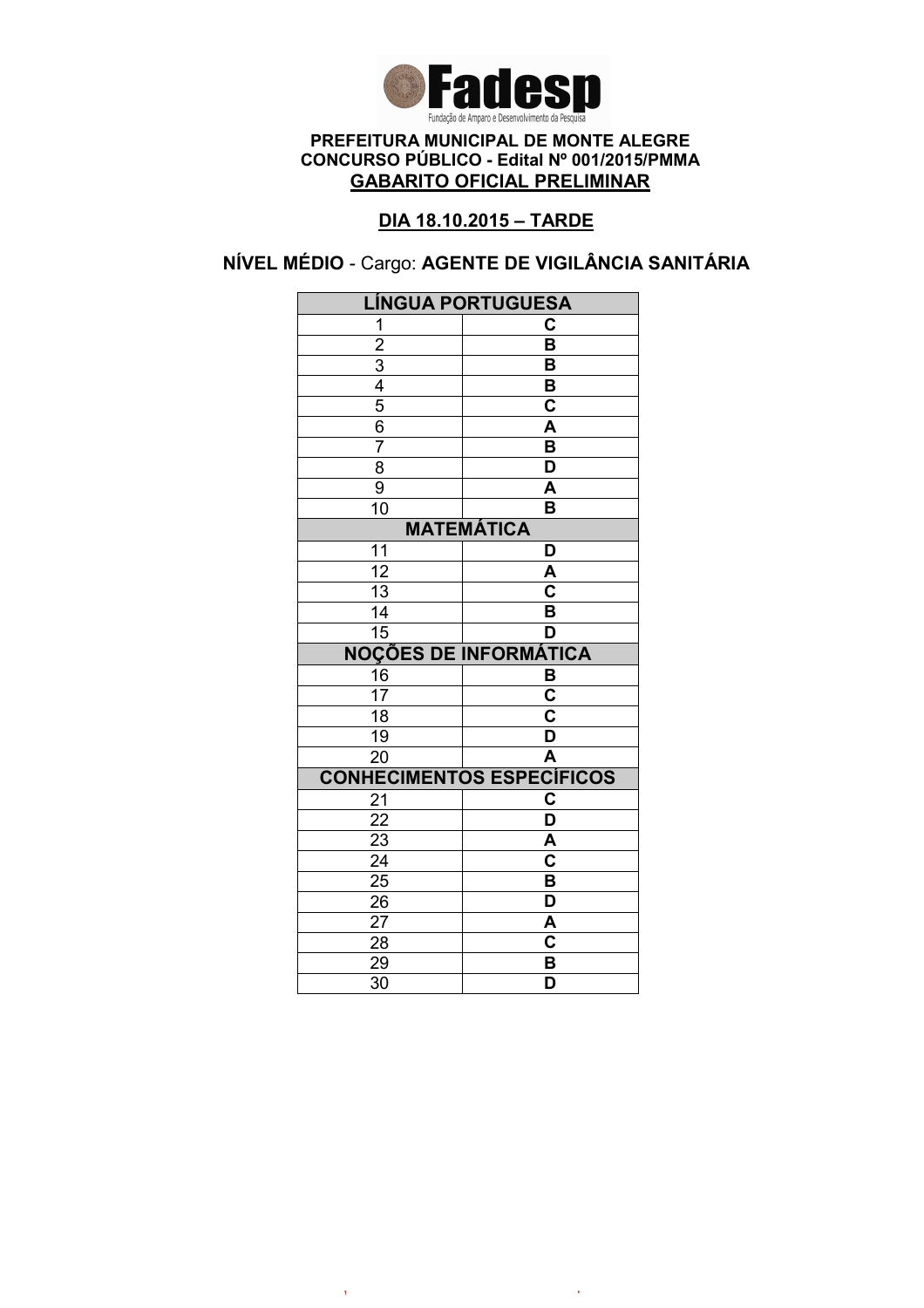**Fadesp**
Fundação de Amparo e Desenvolvimento da Pesquisa

**PREFEITURA MUNICIPAL DE MONTE ALEGRE**
**CONCURSO PÚBLICO - Edital Nº 001/2015/PMMA**
**GABARITO OFICIAL PRELIMINAR**

**DIA 18.10.2015 – TARDE**

**NÍVEL MÉDIO** - Cargo: **AGENTE DE VIGILÂNCIA SANITÁRIA**

| LÍNGUA PORTUGUESA | |
|---|---|
| 1 | C |
| 2 | B |
| 3 | B |
| 4 | B |
| 5 | C |
| 6 | A |
| 7 | B |
| 8 | D |
| 9 | A |
| 10 | B |
| **MATEMÁTICA** | |
| 11 | D |
| 12 | A |
| 13 | C |
| 14 | B |
| 15 | D |
| **NOÇÕES DE INFORMÁTICA** | |
| 16 | B |
| 17 | C |
| 18 | C |
| 19 | D |
| 20 | A |
| **CONHECIMENTOS ESPECÍFICOS** | |
| 21 | C |
| 22 | D |
| 23 | A |
| 24 | C |
| 25 | B |
| 26 | D |
| 27 | A |
| 28 | C |
| 29 | B |
| 30 | D |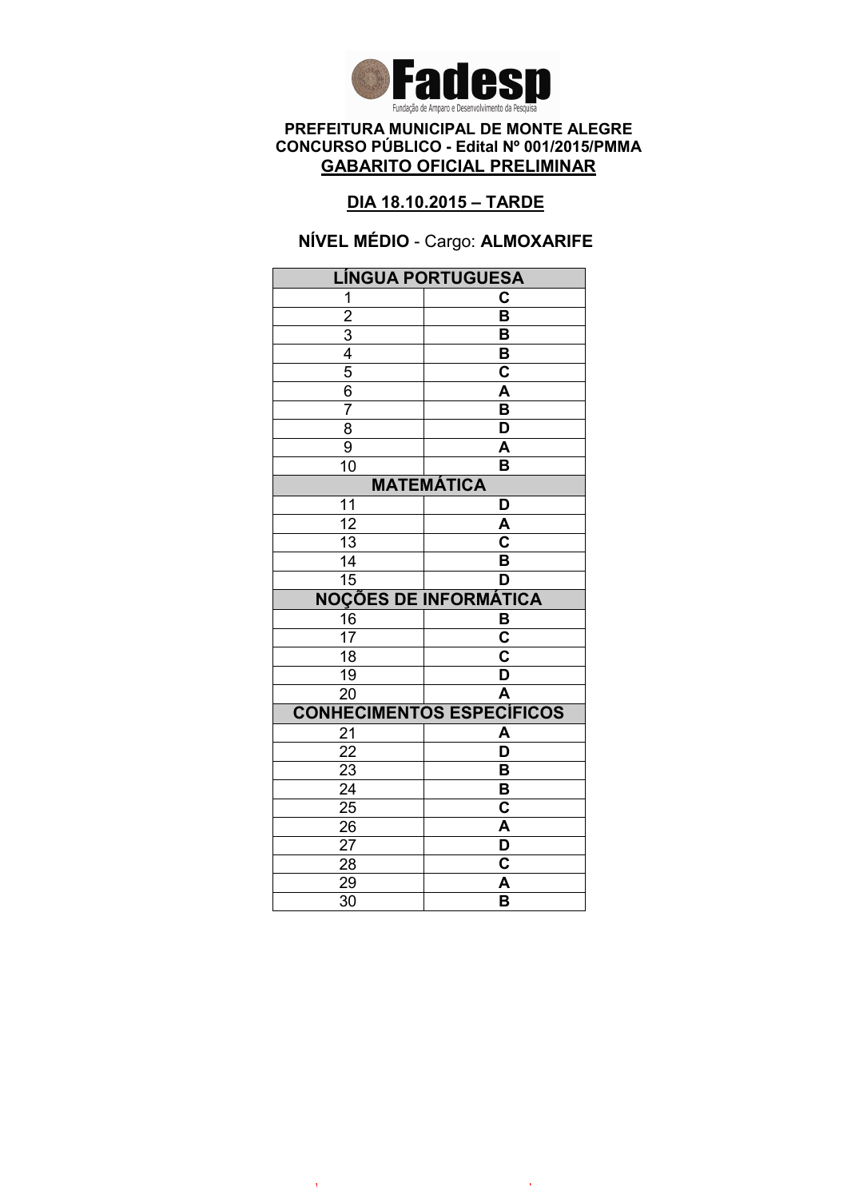**Fadesp**

Fundação de Amparo e Desenvolvimento da Pesquisa

**PREFEITURA MUNICIPAL DE MONTE ALEGRE**
**CONCURSO PÚBLICO - Edital Nº 001/2015/PMMA**
**GABARITO OFICIAL PRELIMINAR**

**DIA 18.10.2015 – TARDE**

**NÍVEL MÉDIO** - Cargo: **ALMOXARIFE**

| LÍNGUA PORTUGUESA | |
|---|---|
| 1 | C |
| 2 | B |
| 3 | B |
| 4 | B |
| 5 | C |
| 6 | A |
| 7 | B |
| 8 | D |
| 9 | A |
| 10 | B |
| **MATEMÁTICA** | |
| 11 | D |
| 12 | A |
| 13 | C |
| 14 | B |
| 15 | D |
| **NOÇÕES DE INFORMÁTICA** | |
| 16 | B |
| 17 | C |
| 18 | C |
| 19 | D |
| 20 | A |
| **CONHECIMENTOS ESPECÍFICOS** | |
| 21 | A |
| 22 | D |
| 23 | B |
| 24 | B |
| 25 | C |
| 26 | A |
| 27 | D |
| 28 | C |
| 29 | A |
| 30 | B |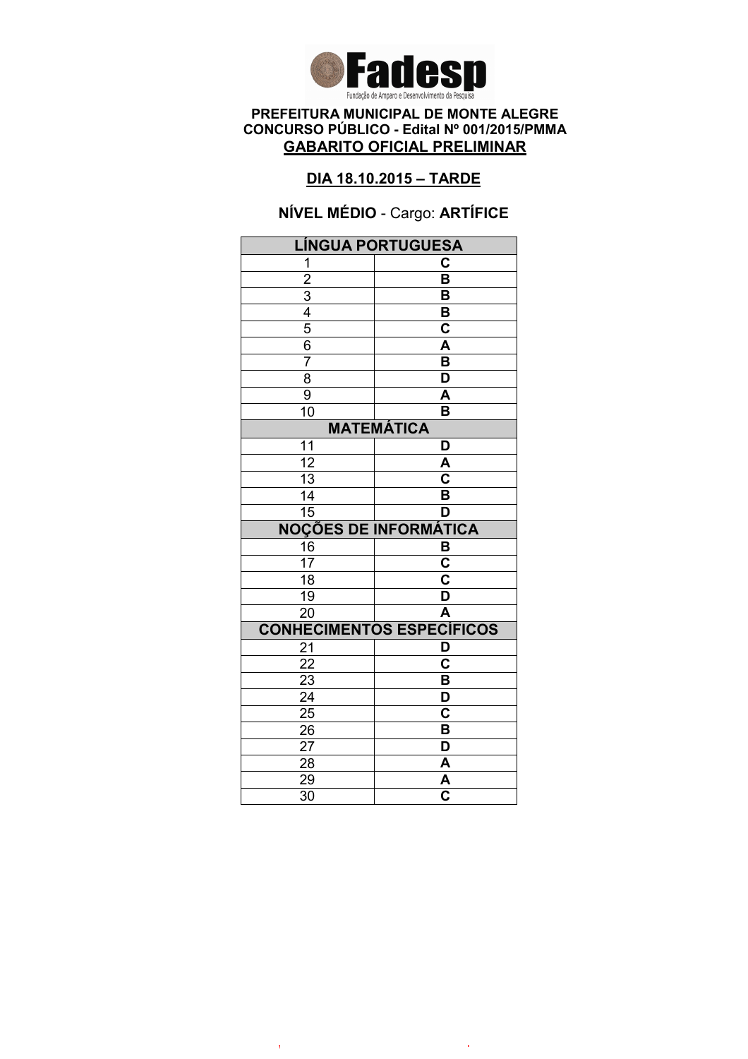**Fadesp**

Fundação de Amparo e Desenvolvimento da Pesquisa

**PREFEITURA MUNICIPAL DE MONTE ALEGRE**
**CONCURSO PÚBLICO - Edital Nº 001/2015/PMMA**
**GABARITO OFICIAL PRELIMINAR**

**DIA 18.10.2015 – TARDE**

**NÍVEL MÉDIO** - Cargo: **ARTÍFICE**

| LÍNGUA PORTUGUESA | |
|---|---|
| 1 | C |
| 2 | B |
| 3 | B |
| 4 | B |
| 5 | C |
| 6 | A |
| 7 | B |
| 8 | D |
| 9 | A |
| 10 | B |
| **MATEMÁTICA** | |
| 11 | D |
| 12 | A |
| 13 | C |
| 14 | B |
| 15 | D |
| **NOÇÕES DE INFORMÁTICA** | |
| 16 | B |
| 17 | C |
| 18 | C |
| 19 | D |
| 20 | A |
| **CONHECIMENTOS ESPECÍFICOS** | |
| 21 | D |
| 22 | C |
| 23 | B |
| 24 | D |
| 25 | C |
| 26 | B |
| 27 | D |
| 28 | A |
| 29 | A |
| 30 | C |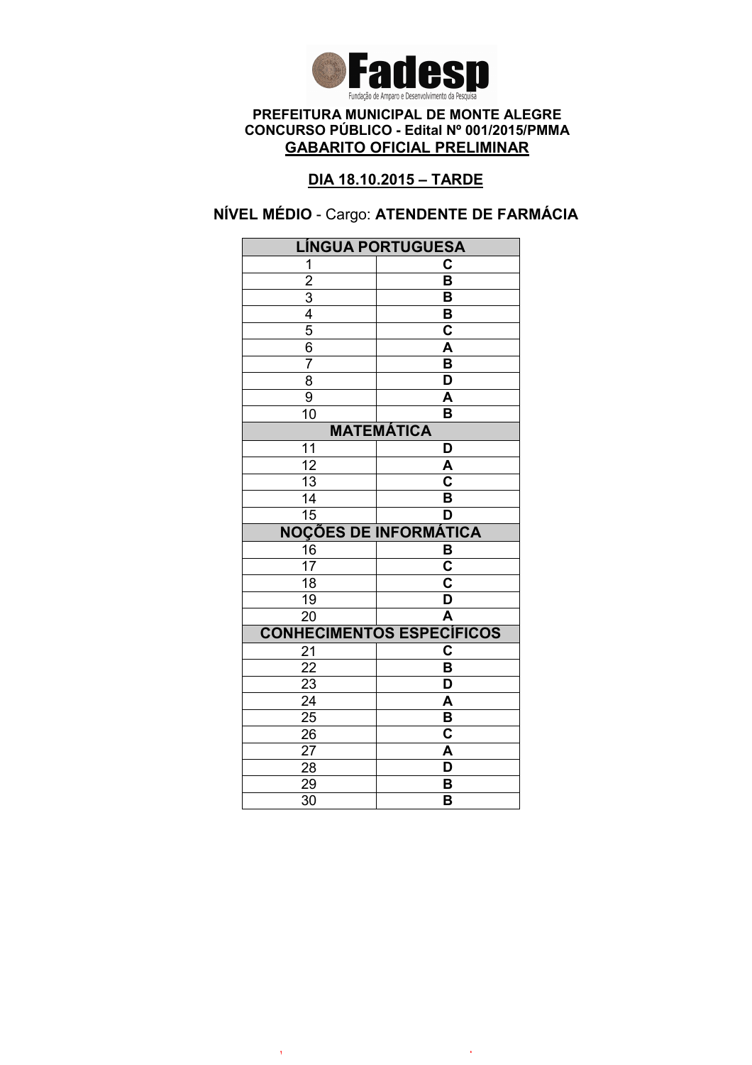Fadesp

Fundação de Amparo e Desenvolvimento da Pesquisa

**PREFEITURA MUNICIPAL DE MONTE ALEGRE**
**CONCURSO PÚBLICO - Edital Nº 001/2015/PMMA**
**GABARITO OFICIAL PRELIMINAR**

**DIA 18.10.2015 – TARDE**

**NÍVEL MÉDIO** - Cargo: **ATENDENTE DE FARMÁCIA**

| LÍNGUA PORTUGUESA | |
|---|---|
| 1 | C |
| 2 | B |
| 3 | B |
| 4 | B |
| 5 | C |
| 6 | A |
| 7 | B |
| 8 | D |
| 9 | A |
| 10 | B |
| **MATEMÁTICA** | |
| 11 | D |
| 12 | A |
| 13 | C |
| 14 | B |
| 15 | D |
| **NOÇÕES DE INFORMÁTICA** | |
| 16 | B |
| 17 | C |
| 18 | C |
| 19 | D |
| 20 | A |
| **CONHECIMENTOS ESPECÍFICOS** | |
| 21 | C |
| 22 | B |
| 23 | D |
| 24 | A |
| 25 | B |
| 26 | C |
| 27 | A |
| 28 | D |
| 29 | B |
| 30 | B |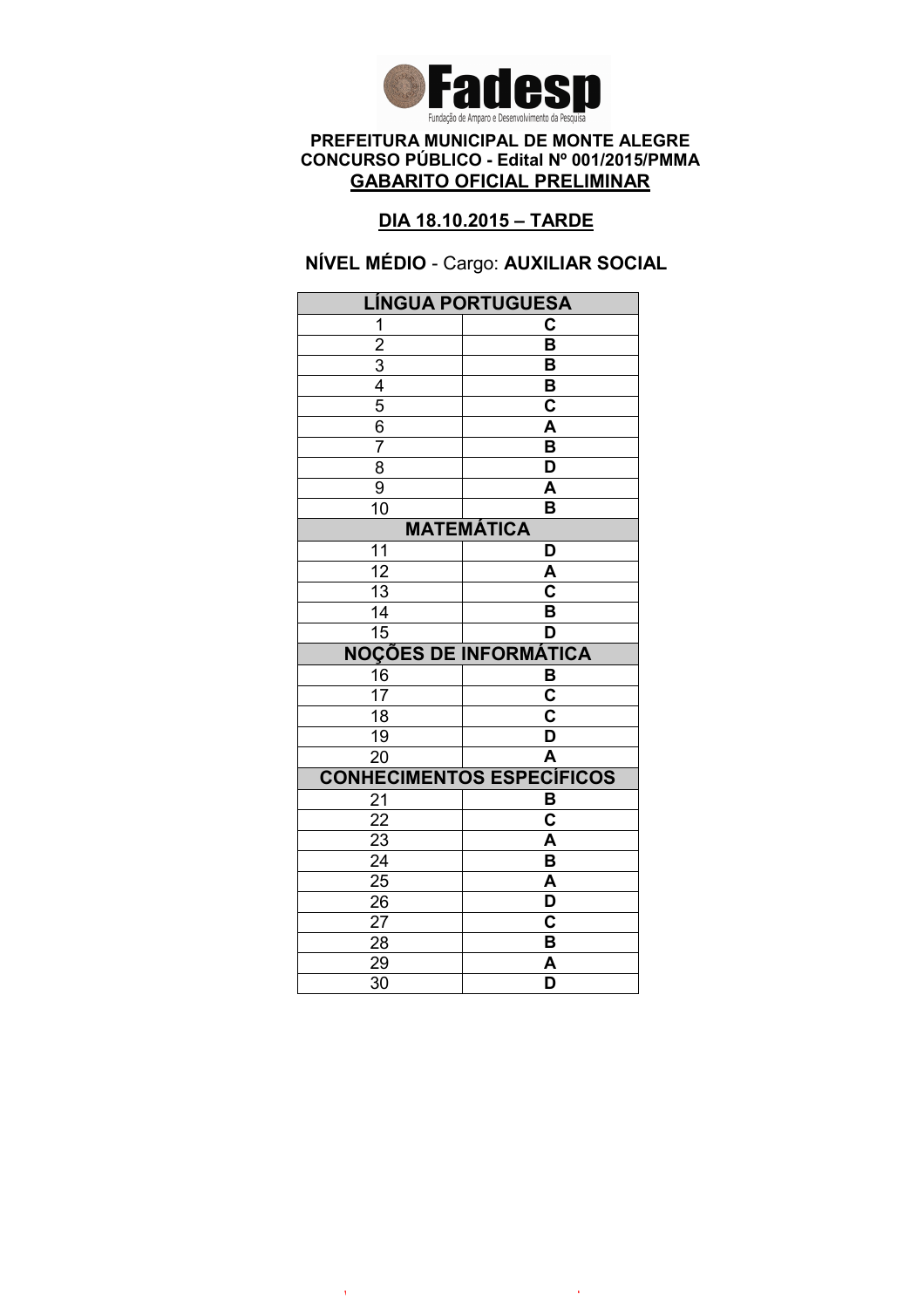**Fadesp**
Fundação de Amparo e Desenvolvimento da Pesquisa

**PREFEITURA MUNICIPAL DE MONTE ALEGRE**
**CONCURSO PÚBLICO - Edital Nº 001/2015/PMMA**
**GABARITO OFICIAL PRELIMINAR**

**DIA 18.10.2015 – TARDE**

**NÍVEL MÉDIO** - Cargo: **AUXILIAR SOCIAL**

| LÍNGUA PORTUGUESA | |
|---|---|
| 1 | C |
| 2 | B |
| 3 | B |
| 4 | B |
| 5 | C |
| 6 | A |
| 7 | B |
| 8 | D |
| 9 | A |
| 10 | B |
| **MATEMÁTICA** | |
| 11 | D |
| 12 | A |
| 13 | C |
| 14 | B |
| 15 | D |
| **NOÇÕES DE INFORMÁTICA** | |
| 16 | B |
| 17 | C |
| 18 | C |
| 19 | D |
| 20 | A |
| **CONHECIMENTOS ESPECÍFICOS** | |
| 21 | B |
| 22 | C |
| 23 | A |
| 24 | B |
| 25 | A |
| 26 | D |
| 27 | C |
| 28 | B |
| 29 | A |
| 30 | D |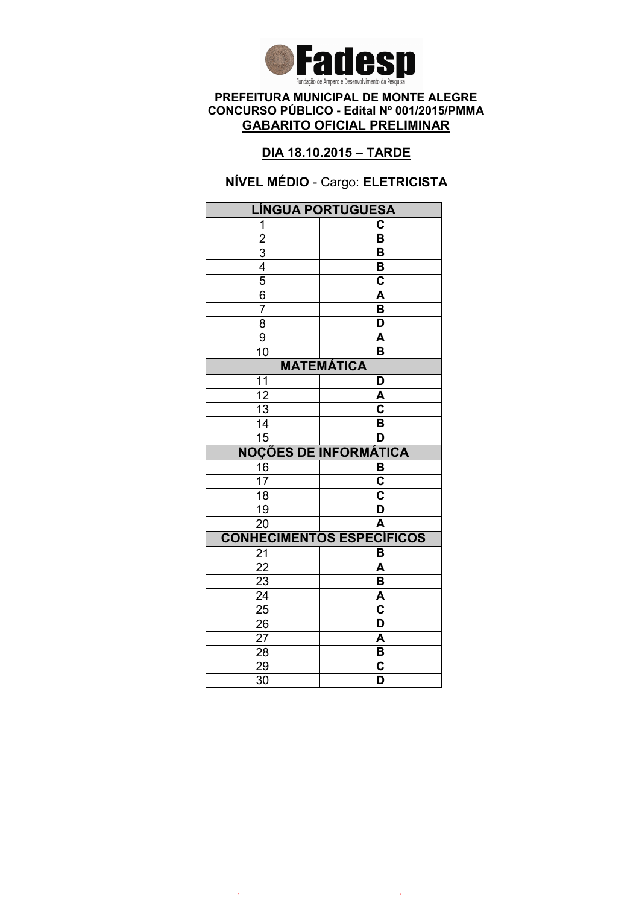Fadesp
Fundação de Amparo e Desenvolvimento da Pesquisa

**PREFEITURA MUNICIPAL DE MONTE ALEGRE**
**CONCURSO PÚBLICO - Edital Nº 001/2015/PMMA**
**GABARITO OFICIAL PRELIMINAR**

**DIA 18.10.2015 – TARDE**

**NÍVEL MÉDIO** - Cargo: **ELETRICISTA**

| LÍNGUA PORTUGUESA | |
|---|---|
| 1 | C |
| 2 | B |
| 3 | B |
| 4 | B |
| 5 | C |
| 6 | A |
| 7 | B |
| 8 | D |
| 9 | A |
| 10 | B |
| **MATEMÁTICA** | |
| 11 | D |
| 12 | A |
| 13 | C |
| 14 | B |
| 15 | D |
| **NOÇÕES DE INFORMÁTICA** | |
| 16 | B |
| 17 | C |
| 18 | C |
| 19 | D |
| 20 | A |
| **CONHECIMENTOS ESPECÍFICOS** | |
| 21 | B |
| 22 | A |
| 23 | B |
| 24 | A |
| 25 | C |
| 26 | D |
| 27 | A |
| 28 | B |
| 29 | C |
| 30 | D |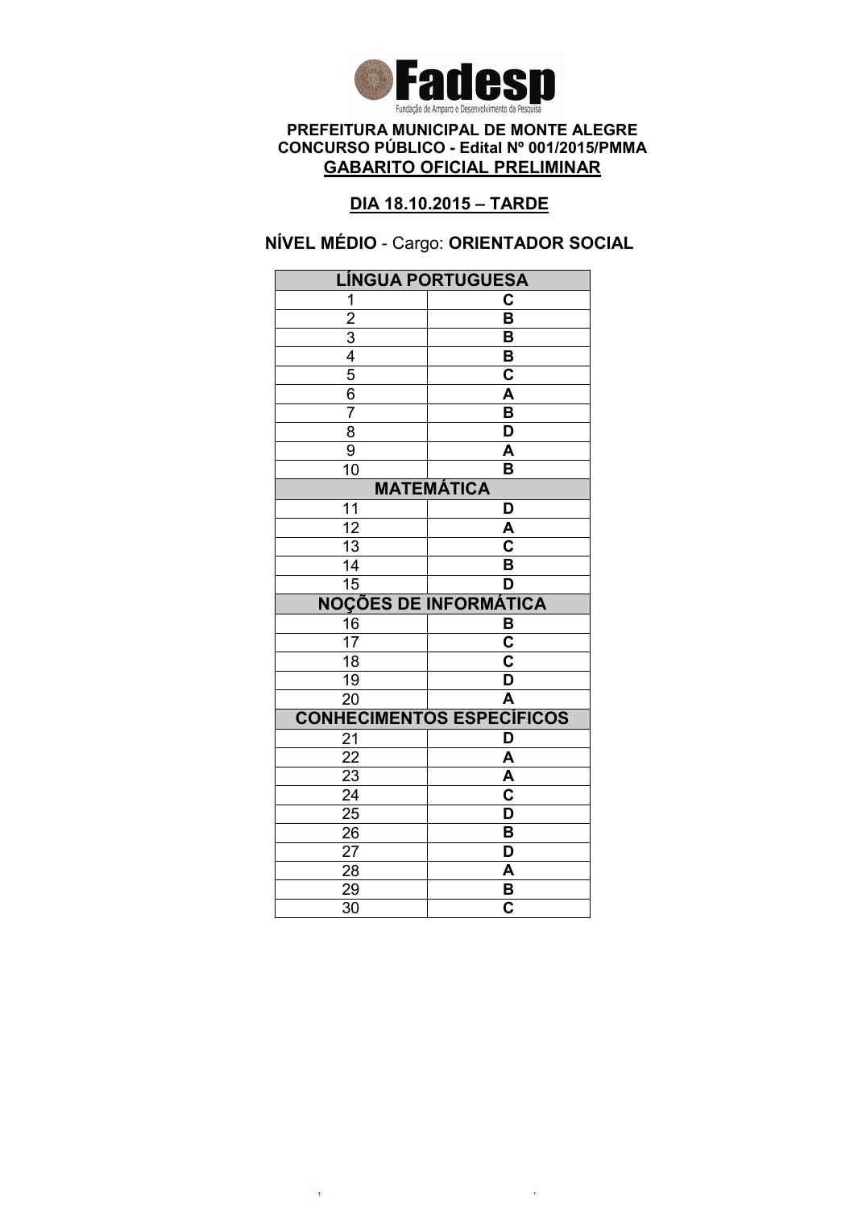**Fadesp**
Fundação de Amparo e Desenvolvimento da Pesquisa

**PREFEITURA MUNICIPAL DE MONTE ALEGRE**
**CONCURSO PÚBLICO - Edital Nº 001/2015/PMMA**
**GABARITO OFICIAL PRELIMINAR**

**DIA 18.10.2015 – TARDE**

**NÍVEL MÉDIO** - Cargo: **ORIENTADOR SOCIAL**

| LÍNGUA PORTUGUESA | |
|---|---|
| 1 | C |
| 2 | B |
| 3 | B |
| 4 | B |
| 5 | C |
| 6 | A |
| 7 | B |
| 8 | D |
| 9 | A |
| 10 | B |
| **MATEMÁTICA** | |
| 11 | D |
| 12 | A |
| 13 | C |
| 14 | B |
| 15 | D |
| **NOÇÕES DE INFORMÁTICA** | |
| 16 | B |
| 17 | C |
| 18 | C |
| 19 | D |
| 20 | A |
| **CONHECIMENTOS ESPECÍFICOS** | |
| 21 | D |
| 22 | A |
| 23 | A |
| 24 | C |
| 25 | D |
| 26 | B |
| 27 | D |
| 28 | A |
| 29 | B |
| 30 | C |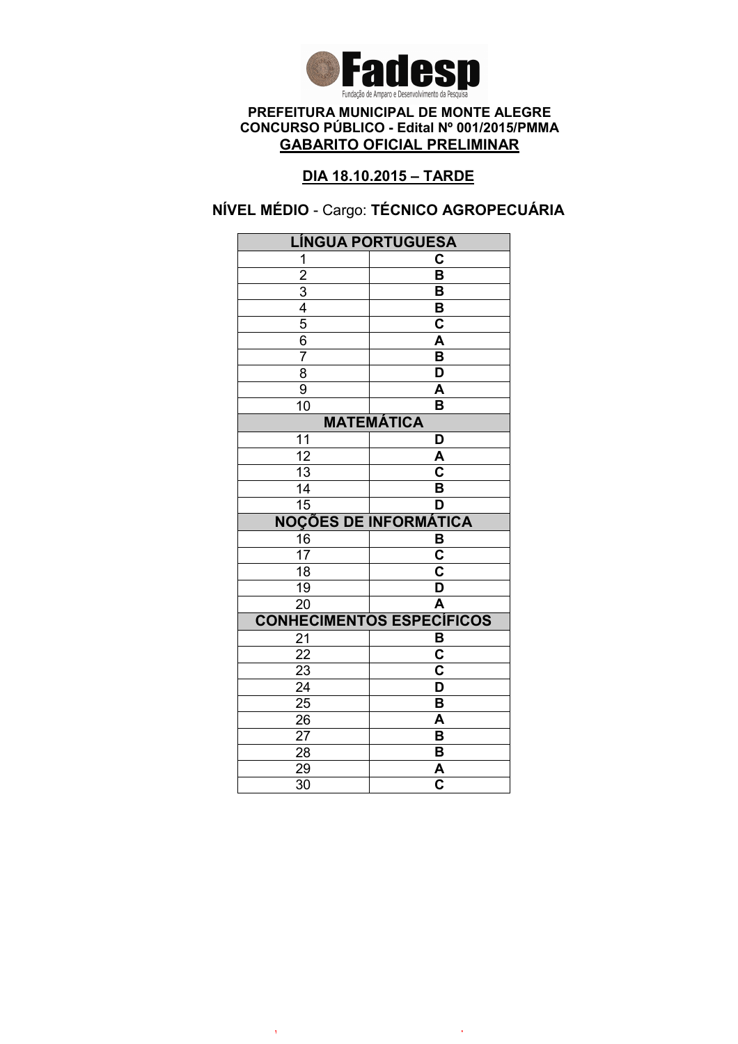**Fadesp**
Fundação de Amparo e Desenvolvimento da Pesquisa

**PREFEITURA MUNICIPAL DE MONTE ALEGRE**
**CONCURSO PÚBLICO - Edital Nº 001/2015/PMMA**
**GABARITO OFICIAL PRELIMINAR**

**DIA 18.10.2015 – TARDE**

**NÍVEL MÉDIO** - Cargo: **TÉCNICO AGROPECUÁRIA**

| LÍNGUA PORTUGUESA | |
|---|---|
| 1 | C |
| 2 | B |
| 3 | B |
| 4 | B |
| 5 | C |
| 6 | A |
| 7 | B |
| 8 | D |
| 9 | A |
| 10 | B |
| **MATEMÁTICA** | |
| 11 | D |
| 12 | A |
| 13 | C |
| 14 | B |
| 15 | D |
| **NOÇÕES DE INFORMÁTICA** | |
| 16 | B |
| 17 | C |
| 18 | C |
| 19 | D |
| 20 | A |
| **CONHECIMENTOS ESPECÍFICOS** | |
| 21 | B |
| 22 | C |
| 23 | C |
| 24 | D |
| 25 | B |
| 26 | A |
| 27 | B |
| 28 | B |
| 29 | A |
| 30 | C |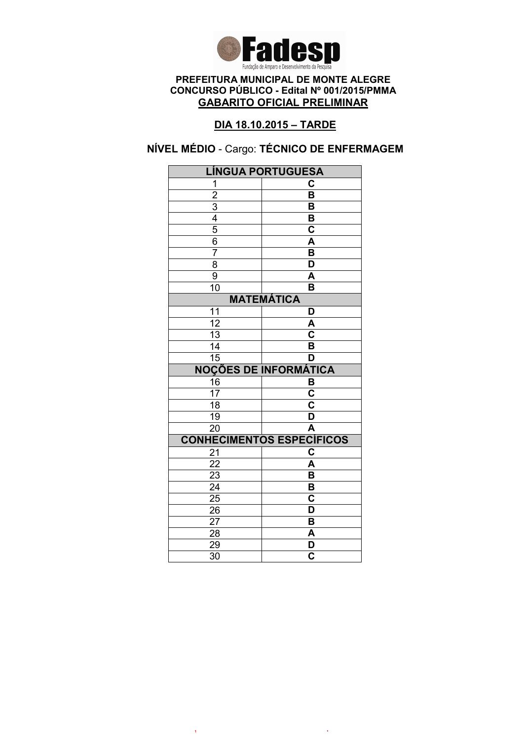**Fadesp**

Fundação de Amparo e Desenvolvimento da Pesquisa

**PREFEITURA MUNICIPAL DE MONTE ALEGRE**
**CONCURSO PÚBLICO - Edital Nº 001/2015/PMMA**
**GABARITO OFICIAL PRELIMINAR**

**DIA 18.10.2015 – TARDE**

**NÍVEL MÉDIO** - Cargo: **TÉCNICO DE ENFERMAGEM**

| LÍNGUA PORTUGUESA | |
|---|---|
| 1 | C |
| 2 | B |
| 3 | B |
| 4 | B |
| 5 | C |
| 6 | A |
| 7 | B |
| 8 | D |
| 9 | A |
| 10 | B |
| **MATEMÁTICA** | |
| 11 | D |
| 12 | A |
| 13 | C |
| 14 | B |
| 15 | D |
| **NOÇÕES DE INFORMÁTICA** | |
| 16 | B |
| 17 | C |
| 18 | C |
| 19 | D |
| 20 | A |
| **CONHECIMENTOS ESPECÍFICOS** | |
| 21 | C |
| 22 | A |
| 23 | B |
| 24 | B |
| 25 | C |
| 26 | D |
| 27 | B |
| 28 | A |
| 29 | D |
| 30 | C |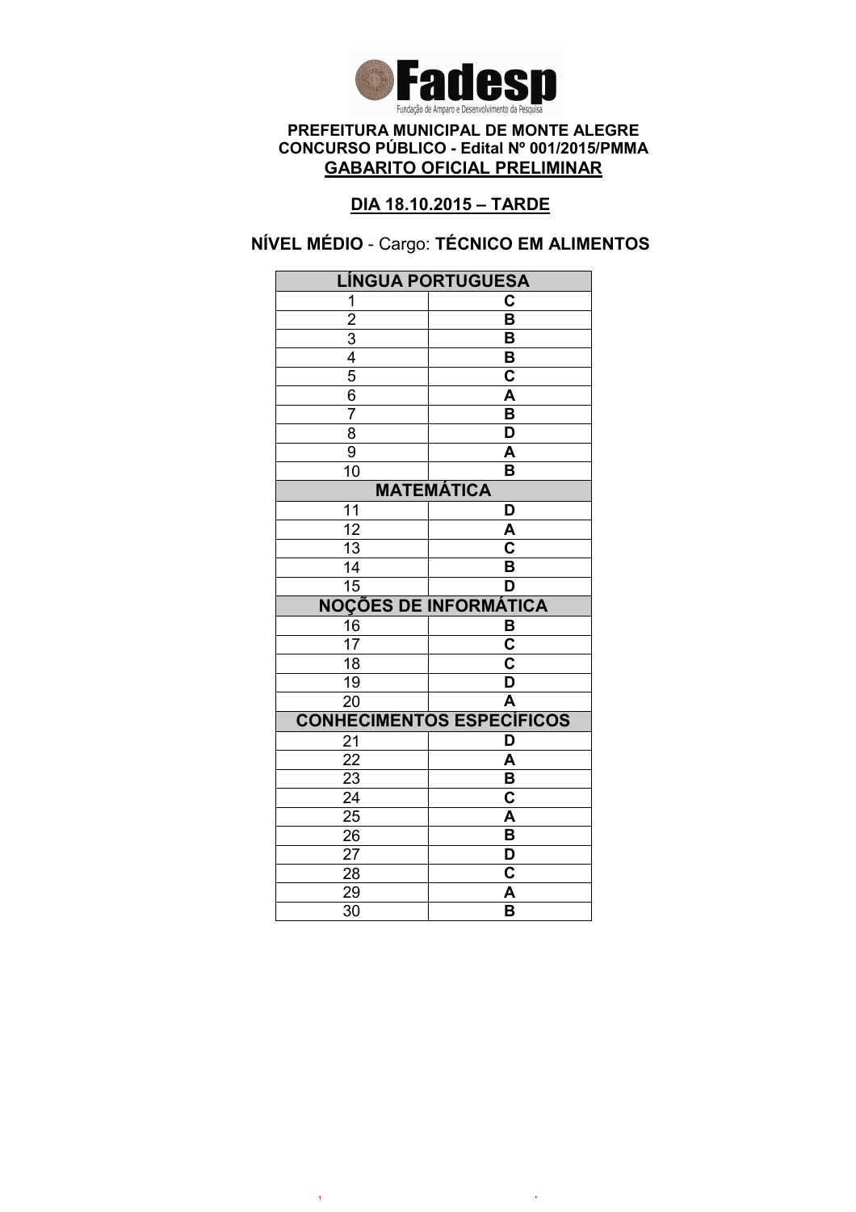**PREFEITURA MUNICIPAL DE MONTE ALEGRE**
**CONCURSO PÚBLICO - Edital Nº 001/2015/PMMA**
**GABARITO OFICIAL PRELIMINAR**

**DIA 18.10.2015 – TARDE**

**NÍVEL MÉDIO** - Cargo: **TÉCNICO EM ALIMENTOS**

| LÍNGUA PORTUGUESA | |
|---|---|
| 1 | C |
| 2 | B |
| 3 | B |
| 4 | B |
| 5 | C |
| 6 | A |
| 7 | B |
| 8 | D |
| 9 | A |
| 10 | B |
| **MATEMÁTICA** | |
| 11 | D |
| 12 | A |
| 13 | C |
| 14 | B |
| 15 | D |
| **NOÇÕES DE INFORMÁTICA** | |
| 16 | B |
| 17 | C |
| 18 | C |
| 19 | D |
| 20 | A |
| **CONHECIMENTOS ESPECÍFICOS** | |
| 21 | D |
| 22 | A |
| 23 | B |
| 24 | C |
| 25 | A |
| 26 | B |
| 27 | D |
| 28 | C |
| 29 | A |
| 30 | B |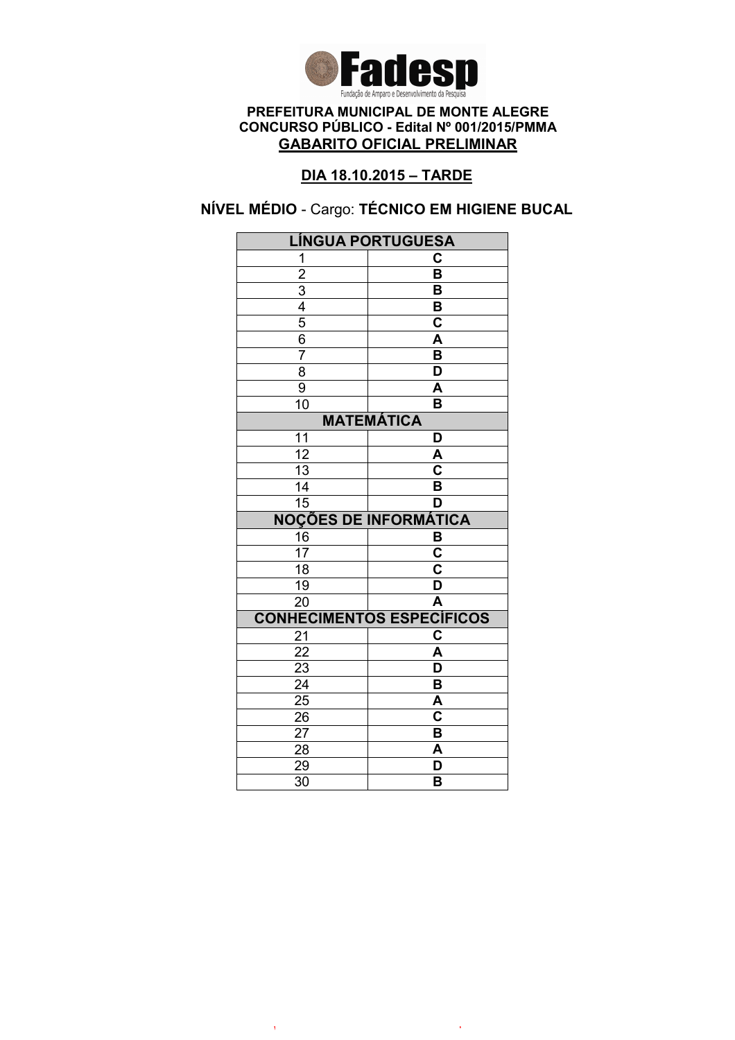**Fadesp**
Fundação de Amparo e Desenvolvimento da Pesquisa

**PREFEITURA MUNICIPAL DE MONTE ALEGRE**
**CONCURSO PÚBLICO - Edital Nº 001/2015/PMMA**
**GABARITO OFICIAL PRELIMINAR**

**DIA 18.10.2015 – TARDE**

**NÍVEL MÉDIO** - Cargo: **TÉCNICO EM HIGIENE BUCAL**

| LÍNGUA PORTUGUESA | |
|---|---|
| 1 | C |
| 2 | B |
| 3 | B |
| 4 | B |
| 5 | C |
| 6 | A |
| 7 | B |
| 8 | D |
| 9 | A |
| 10 | B |
| **MATEMÁTICA** | |
| 11 | D |
| 12 | A |
| 13 | C |
| 14 | B |
| 15 | D |
| **NOÇÕES DE INFORMÁTICA** | |
| 16 | B |
| 17 | C |
| 18 | C |
| 19 | D |
| 20 | A |
| **CONHECIMENTOS ESPECÍFICOS** | |
| 21 | C |
| 22 | A |
| 23 | D |
| 24 | B |
| 25 | A |
| 26 | C |
| 27 | B |
| 28 | A |
| 29 | D |
| 30 | B |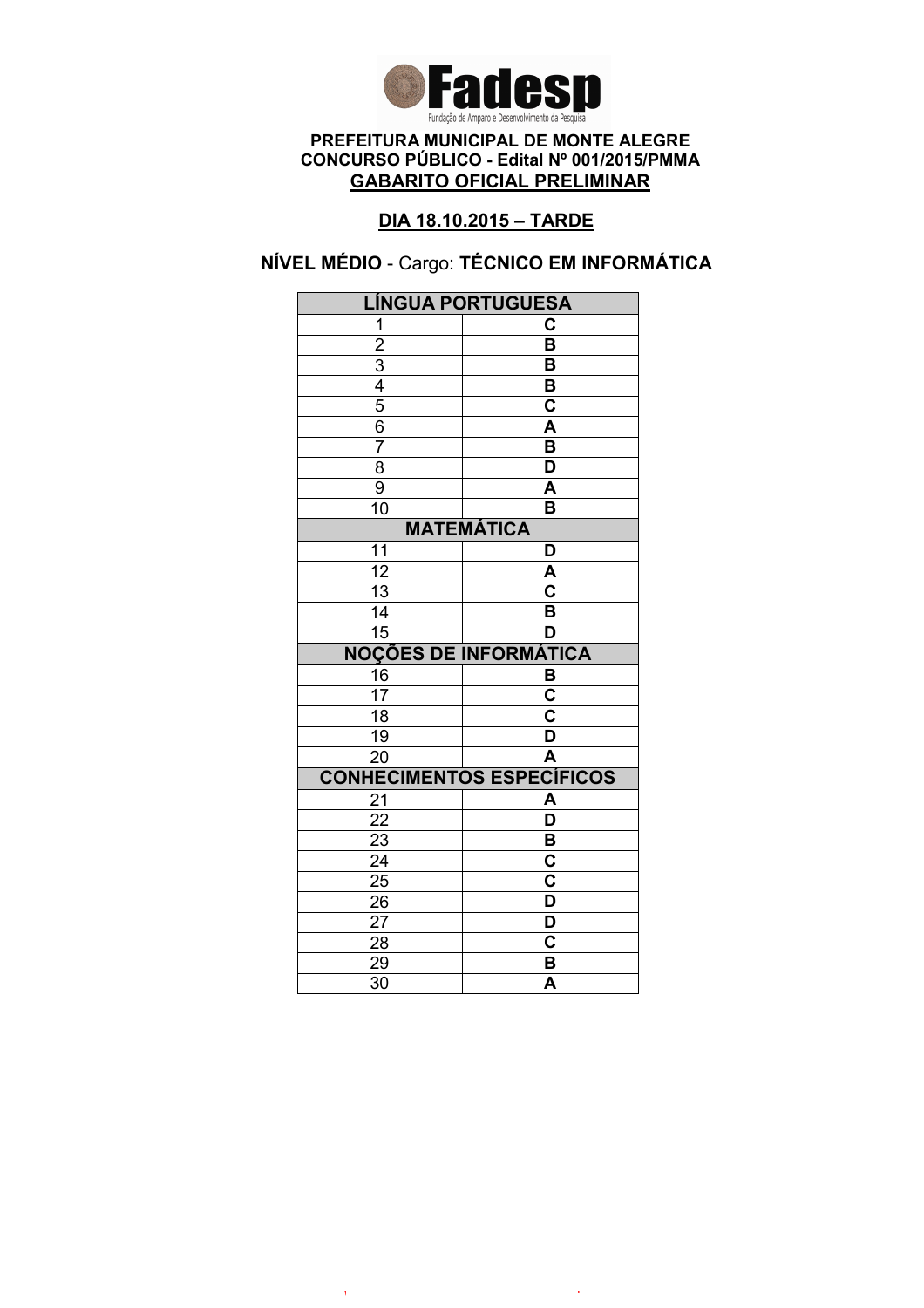Fadesp

Fundação de Amparo e Desenvolvimento da Pesquisa

**PREFEITURA MUNICIPAL DE MONTE ALEGRE**
**CONCURSO PÚBLICO - Edital Nº 001/2015/PMMA**
**GABARITO OFICIAL PRELIMINAR**

**DIA 18.10.2015 – TARDE**

**NÍVEL MÉDIO** - Cargo: **TÉCNICO EM INFORMÁTICA**

| LÍNGUA PORTUGUESA | |
|---|---|
| 1 | C |
| 2 | B |
| 3 | B |
| 4 | B |
| 5 | C |
| 6 | A |
| 7 | B |
| 8 | D |
| 9 | A |
| 10 | B |
| **MATEMÁTICA** | |
| 11 | D |
| 12 | A |
| 13 | C |
| 14 | B |
| 15 | D |
| **NOÇÕES DE INFORMÁTICA** | |
| 16 | B |
| 17 | C |
| 18 | C |
| 19 | D |
| 20 | A |
| **CONHECIMENTOS ESPECÍFICOS** | |
| 21 | A |
| 22 | D |
| 23 | B |
| 24 | C |
| 25 | C |
| 26 | D |
| 27 | D |
| 28 | C |
| 29 | B |
| 30 | A |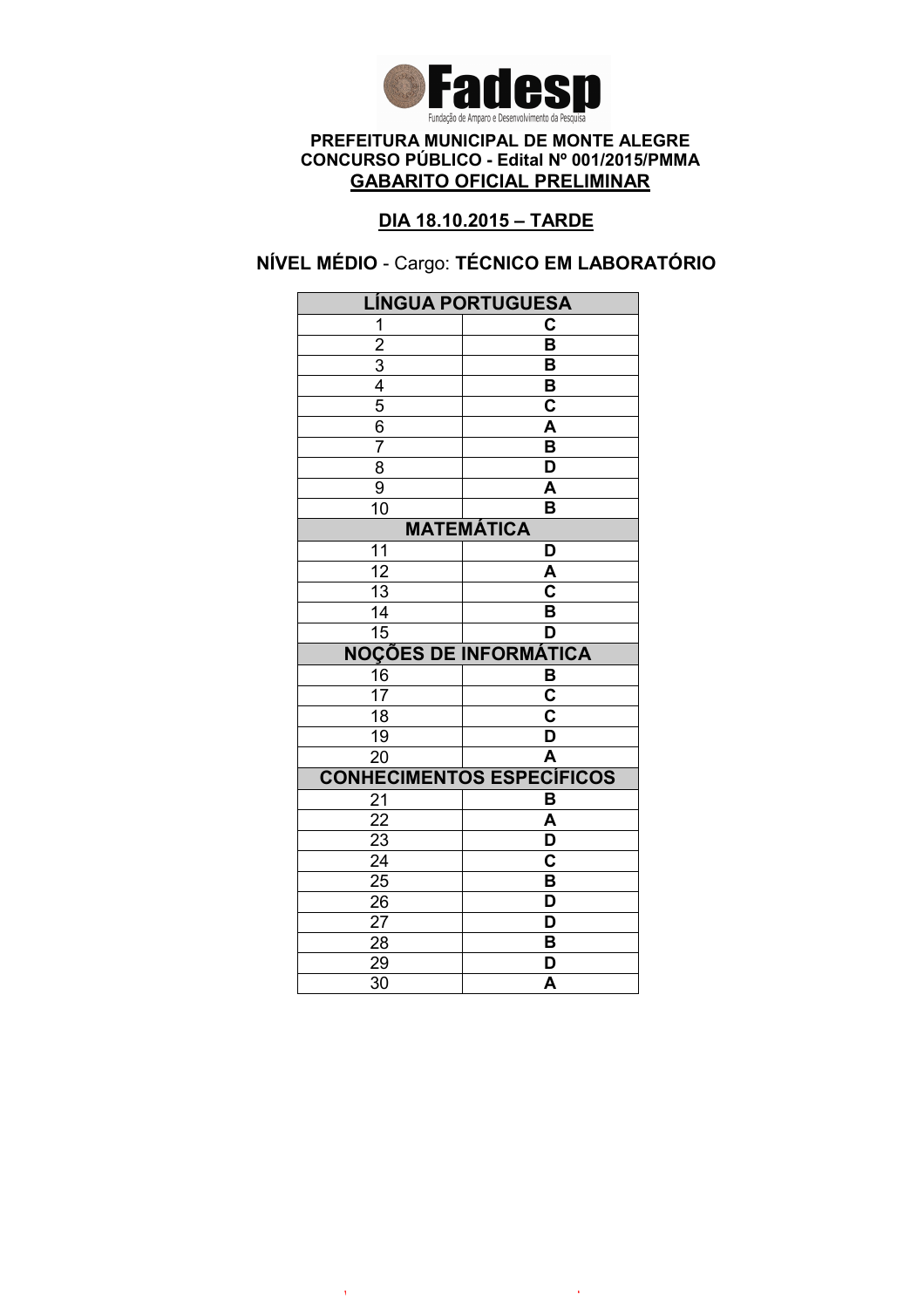**Fadesp**
Fundação de Amparo e Desenvolvimento da Pesquisa

**PREFEITURA MUNICIPAL DE MONTE ALEGRE**
**CONCURSO PÚBLICO - Edital Nº 001/2015/PMMA**
**GABARITO OFICIAL PRELIMINAR**

**DIA 18.10.2015 – TARDE**

**NÍVEL MÉDIO** - Cargo: **TÉCNICO EM LABORATÓRIO**

| LÍNGUA PORTUGUESA | |
|---|---|
| 1 | C |
| 2 | B |
| 3 | B |
| 4 | B |
| 5 | C |
| 6 | A |
| 7 | B |
| 8 | D |
| 9 | A |
| 10 | B |
| **MATEMÁTICA** | |
| 11 | D |
| 12 | A |
| 13 | C |
| 14 | B |
| 15 | D |
| **NOÇÕES DE INFORMÁTICA** | |
| 16 | B |
| 17 | C |
| 18 | C |
| 19 | D |
| 20 | A |
| **CONHECIMENTOS ESPECÍFICOS** | |
| 21 | B |
| 22 | A |
| 23 | D |
| 24 | C |
| 25 | B |
| 26 | D |
| 27 | D |
| 28 | B |
| 29 | D |
| 30 | A |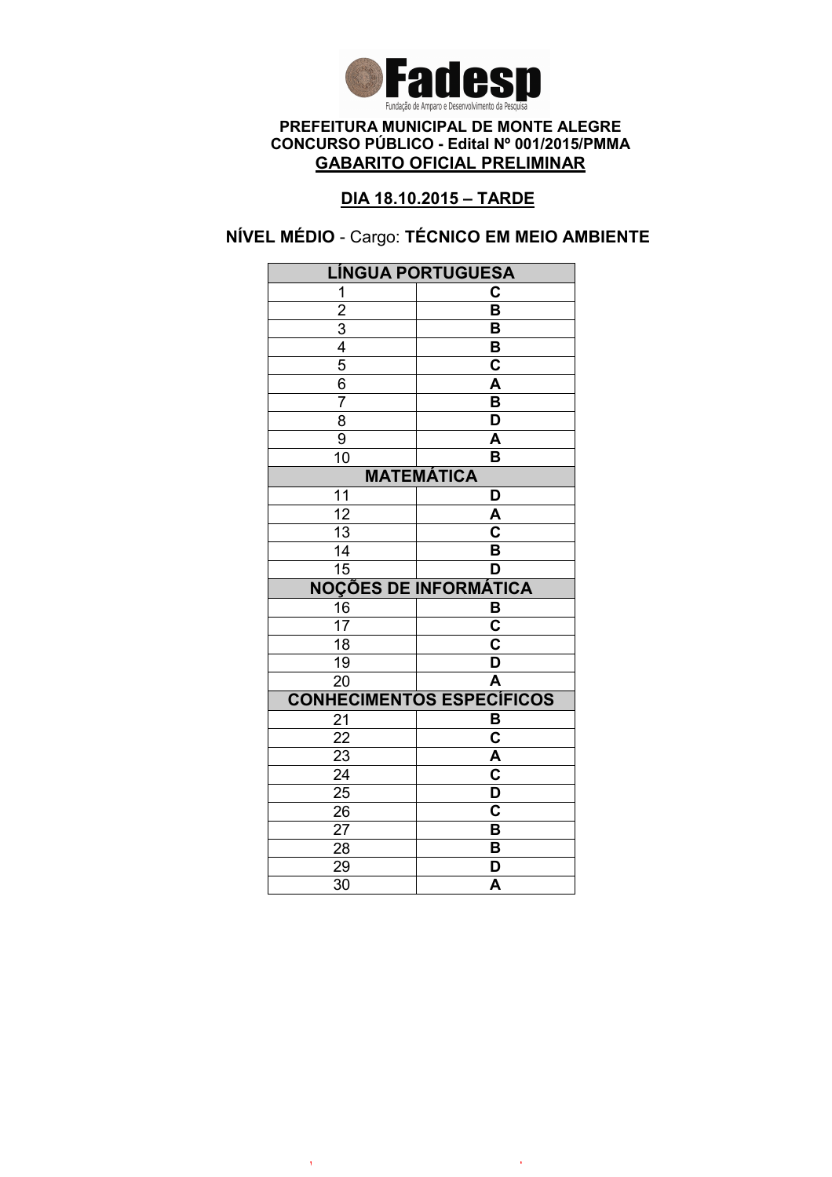**Fadesp**
Fundação de Amparo e Desenvolvimento da Pesquisa

**PREFEITURA MUNICIPAL DE MONTE ALEGRE**
**CONCURSO PÚBLICO - Edital Nº 001/2015/PMMA**
**GABARITO OFICIAL PRELIMINAR**

**DIA 18.10.2015 – TARDE**

**NÍVEL MÉDIO** - Cargo: **TÉCNICO EM MEIO AMBIENTE**

| LÍNGUA PORTUGUESA | |
|---|---|
| 1 | C |
| 2 | B |
| 3 | B |
| 4 | B |
| 5 | C |
| 6 | A |
| 7 | B |
| 8 | D |
| 9 | A |
| 10 | B |
| **MATEMÁTICA** | |
| 11 | D |
| 12 | A |
| 13 | C |
| 14 | B |
| 15 | D |
| **NOÇÕES DE INFORMÁTICA** | |
| 16 | B |
| 17 | C |
| 18 | C |
| 19 | D |
| 20 | A |
| **CONHECIMENTOS ESPECÍFICOS** | |
| 21 | B |
| 22 | C |
| 23 | A |
| 24 | C |
| 25 | D |
| 26 | C |
| 27 | B |
| 28 | B |
| 29 | D |
| 30 | A |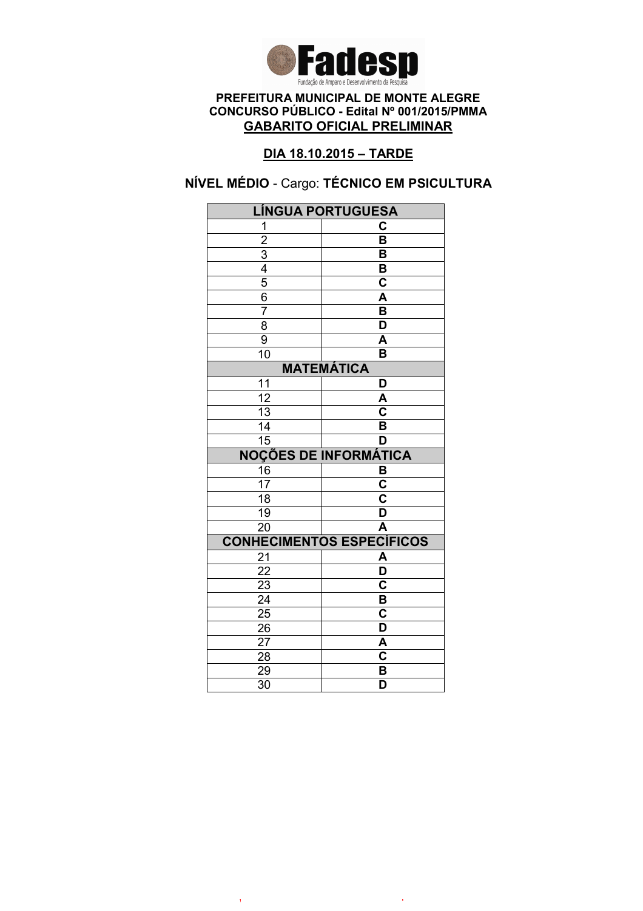**Fadesp**

Fundação de Amparo e Desenvolvimento da Pesquisa

**PREFEITURA MUNICIPAL DE MONTE ALEGRE**
**CONCURSO PÚBLICO - Edital Nº 001/2015/PMMA**
**GABARITO OFICIAL PRELIMINAR**

**DIA 18.10.2015 – TARDE**

**NÍVEL MÉDIO** - Cargo: **TÉCNICO EM PSICULTURA**

| LÍNGUA PORTUGUESA | |
|---|---|
| 1 | C |
| 2 | B |
| 3 | B |
| 4 | B |
| 5 | C |
| 6 | A |
| 7 | B |
| 8 | D |
| 9 | A |
| 10 | B |
| **MATEMÁTICA** | |
| 11 | D |
| 12 | A |
| 13 | C |
| 14 | B |
| 15 | D |
| **NOÇÕES DE INFORMÁTICA** | |
| 16 | B |
| 17 | C |
| 18 | C |
| 19 | D |
| 20 | A |
| **CONHECIMENTOS ESPECÍFICOS** | |
| 21 | A |
| 22 | D |
| 23 | C |
| 24 | B |
| 25 | C |
| 26 | D |
| 27 | A |
| 28 | C |
| 29 | B |
| 30 | D |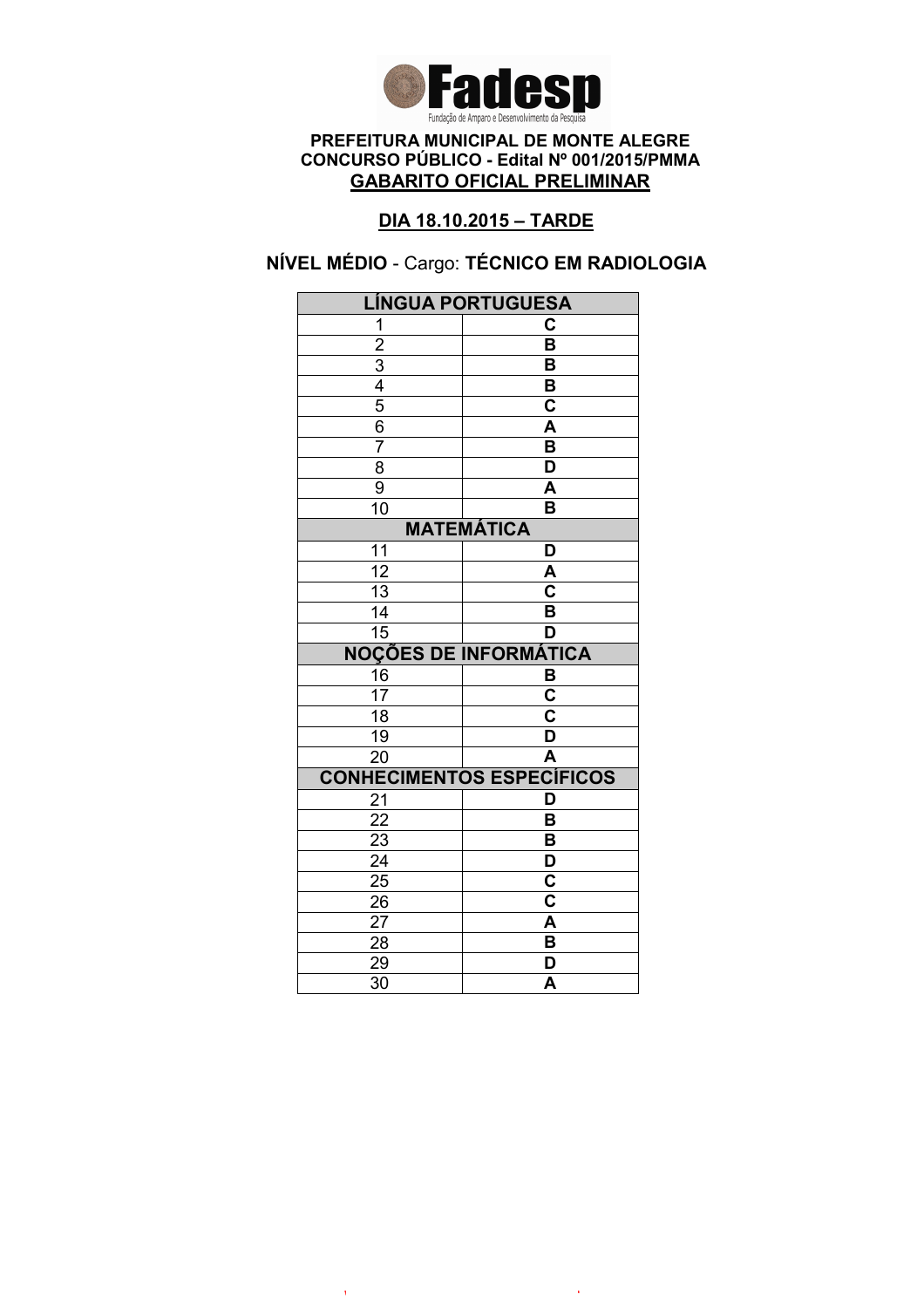**Fadesp**

Fundação de Amparo e Desenvolvimento da Pesquisa

**PREFEITURA MUNICIPAL DE MONTE ALEGRE**
**CONCURSO PÚBLICO - Edital Nº 001/2015/PMMA**
**GABARITO OFICIAL PRELIMINAR**

**DIA 18.10.2015 – TARDE**

**NÍVEL MÉDIO** - Cargo: **TÉCNICO EM RADIOLOGIA**

| LÍNGUA PORTUGUESA | |
|---|---|
| 1 | C |
| 2 | B |
| 3 | B |
| 4 | B |
| 5 | C |
| 6 | A |
| 7 | B |
| 8 | D |
| 9 | A |
| 10 | B |
| **MATEMÁTICA** | |
| 11 | D |
| 12 | A |
| 13 | C |
| 14 | B |
| 15 | D |
| **NOÇÕES DE INFORMÁTICA** | |
| 16 | B |
| 17 | C |
| 18 | C |
| 19 | D |
| 20 | A |
| **CONHECIMENTOS ESPECÍFICOS** | |
| 21 | D |
| 22 | B |
| 23 | B |
| 24 | D |
| 25 | C |
| 26 | C |
| 27 | A |
| 28 | B |
| 29 | D |
| 30 | A |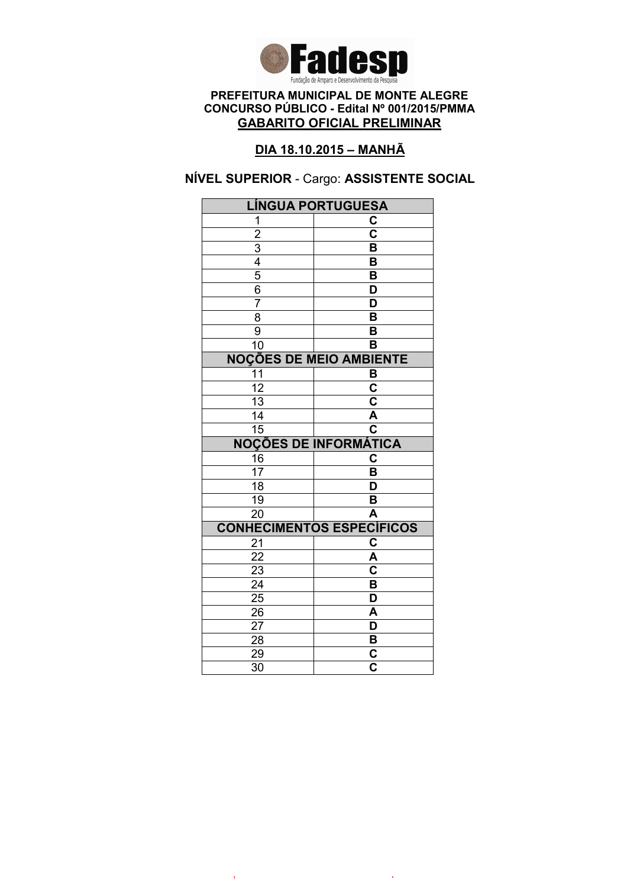Fadesp

Fundação de Amparo e Desenvolvimento da Pesquisa

**PREFEITURA MUNICIPAL DE MONTE ALEGRE**
**CONCURSO PÚBLICO - Edital Nº 001/2015/PMMA**
**GABARITO OFICIAL PRELIMINAR**

**DIA 18.10.2015 – MANHÃ**

**NÍVEL SUPERIOR** - Cargo: **ASSISTENTE SOCIAL**

| LÍNGUA PORTUGUESA | |
|---|---|
| 1 | C |
| 2 | C |
| 3 | B |
| 4 | B |
| 5 | B |
| 6 | D |
| 7 | D |
| 8 | B |
| 9 | B |
| 10 | B |
| **NOÇÕES DE MEIO AMBIENTE** | |
| 11 | B |
| 12 | C |
| 13 | C |
| 14 | A |
| 15 | C |
| **NOÇÕES DE INFORMÁTICA** | |
| 16 | C |
| 17 | B |
| 18 | D |
| 19 | B |
| 20 | A |
| **CONHECIMENTOS ESPECÍFICOS** | |
| 21 | C |
| 22 | A |
| 23 | C |
| 24 | B |
| 25 | D |
| 26 | A |
| 27 | D |
| 28 | B |
| 29 | C |
| 30 | C |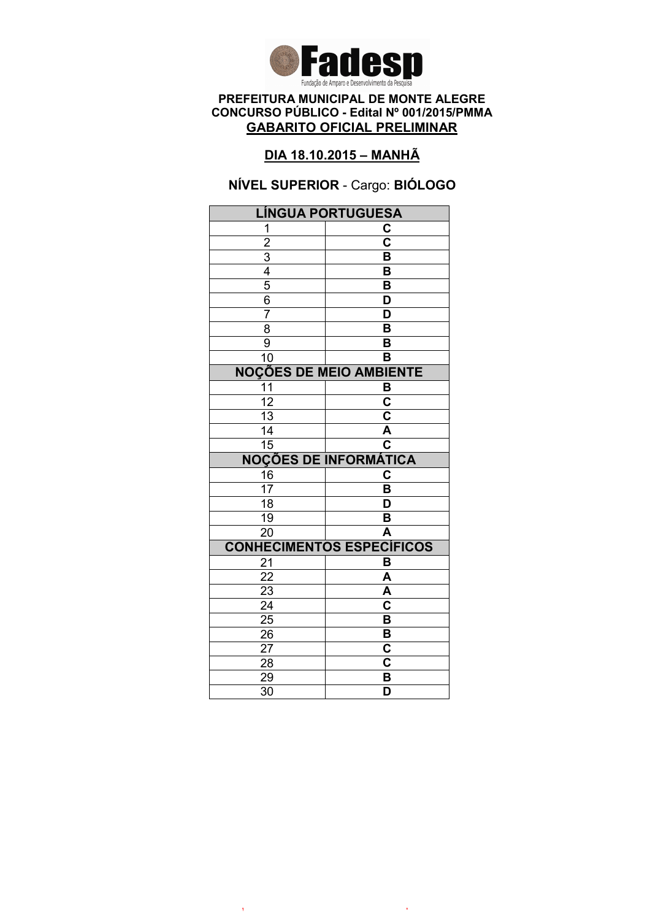**Fadesp**
Fundação de Amparo e Desenvolvimento da Pesquisa

**PREFEITURA MUNICIPAL DE MONTE ALEGRE**
**CONCURSO PÚBLICO - Edital Nº 001/2015/PMMA**
**GABARITO OFICIAL PRELIMINAR**

**DIA 18.10.2015 – MANHÃ**

**NÍVEL SUPERIOR** - Cargo: **BIÓLOGO**

| LÍNGUA PORTUGUESA | |
|---|---|
| 1 | C |
| 2 | C |
| 3 | B |
| 4 | B |
| 5 | B |
| 6 | D |
| 7 | D |
| 8 | B |
| 9 | B |
| 10 | B |
| **NOÇÕES DE MEIO AMBIENTE** | |
| 11 | B |
| 12 | C |
| 13 | C |
| 14 | A |
| 15 | C |
| **NOÇÕES DE INFORMÁTICA** | |
| 16 | C |
| 17 | B |
| 18 | D |
| 19 | B |
| 20 | A |
| **CONHECIMENTOS ESPECÍFICOS** | |
| 21 | B |
| 22 | A |
| 23 | A |
| 24 | C |
| 25 | B |
| 26 | B |
| 27 | C |
| 28 | C |
| 29 | B |
| 30 | D |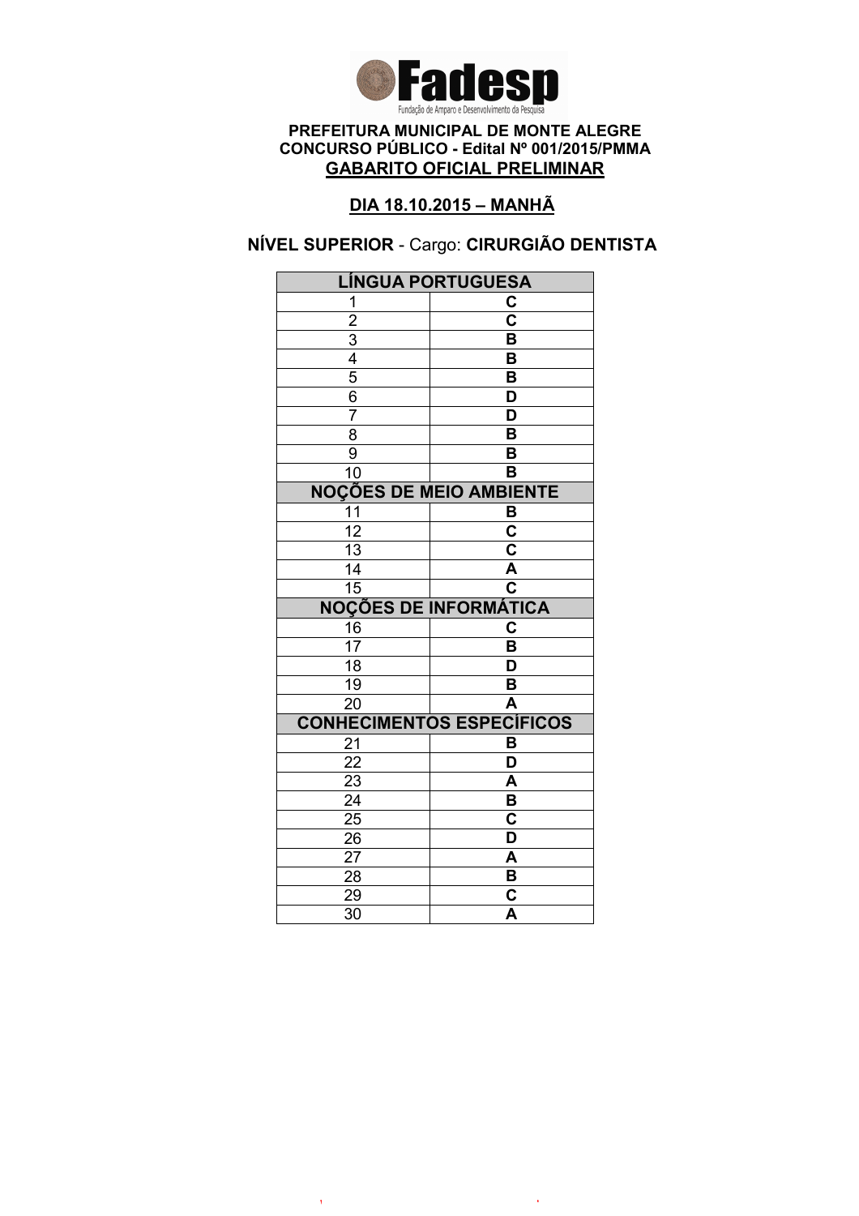**Fadesp**

Fundação de Amparo e Desenvolvimento da Pesquisa

**PREFEITURA MUNICIPAL DE MONTE ALEGRE**
**CONCURSO PÚBLICO - Edital Nº 001/2015/PMMA**
**GABARITO OFICIAL PRELIMINAR**

**DIA 18.10.2015 – MANHÃ**

**NÍVEL SUPERIOR** - Cargo: **CIRURGIÃO DENTISTA**

| LÍNGUA PORTUGUESA | |
|---|---|
| 1 | C |
| 2 | C |
| 3 | B |
| 4 | B |
| 5 | B |
| 6 | D |
| 7 | D |
| 8 | B |
| 9 | B |
| 10 | B |
| **NOÇÕES DE MEIO AMBIENTE** | |
| 11 | B |
| 12 | C |
| 13 | C |
| 14 | A |
| 15 | C |
| **NOÇÕES DE INFORMÁTICA** | |
| 16 | C |
| 17 | B |
| 18 | D |
| 19 | B |
| 20 | A |
| **CONHECIMENTOS ESPECÍFICOS** | |
| 21 | B |
| 22 | D |
| 23 | A |
| 24 | B |
| 25 | C |
| 26 | D |
| 27 | A |
| 28 | B |
| 29 | C |
| 30 | A |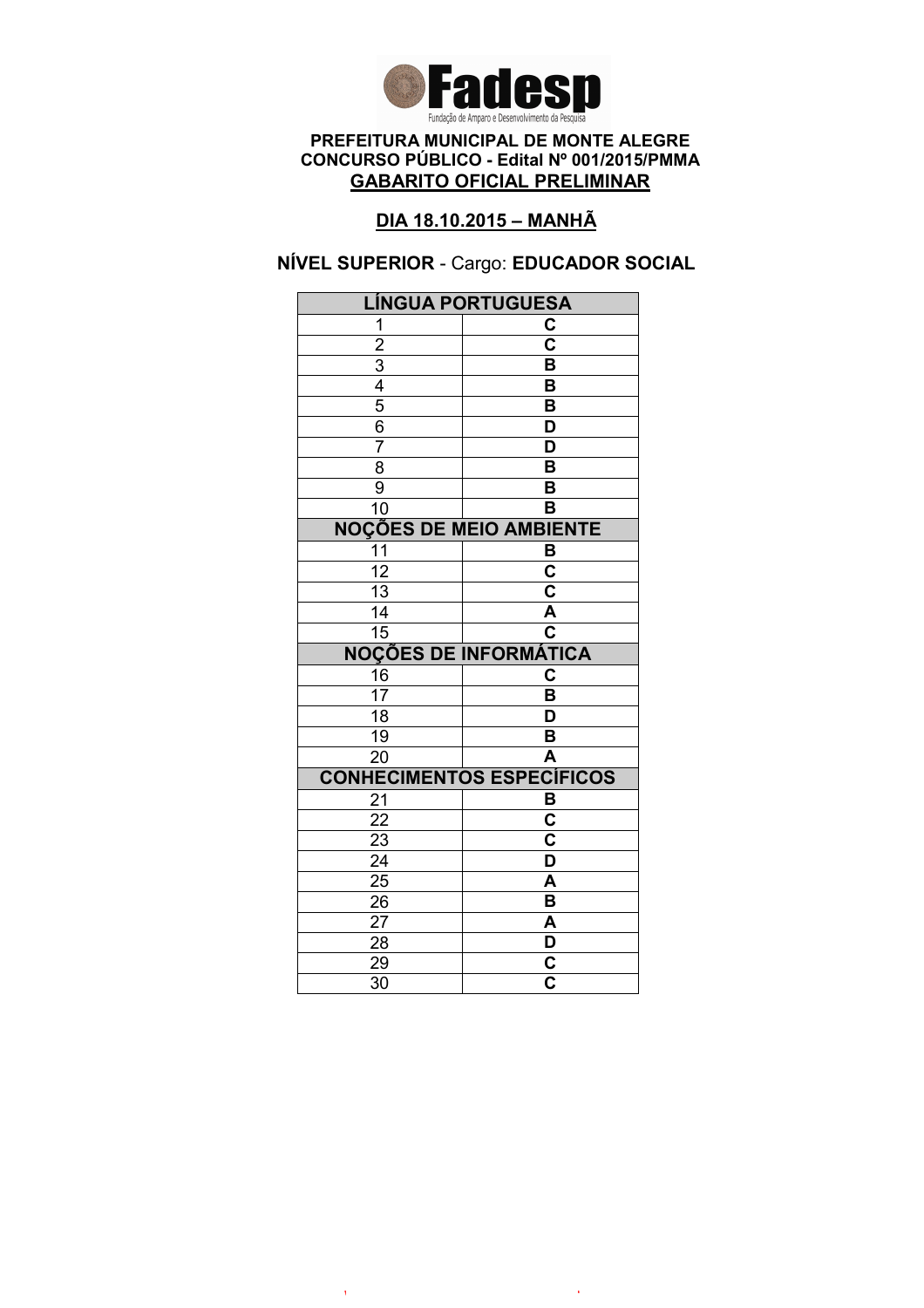Fadesp
Fundação de Amparo e Desenvolvimento da Pesquisa

**PREFEITURA MUNICIPAL DE MONTE ALEGRE**
**CONCURSO PÚBLICO - Edital Nº 001/2015/PMMA**
**GABARITO OFICIAL PRELIMINAR**

**DIA 18.10.2015 – MANHÃ**

**NÍVEL SUPERIOR** - Cargo: **EDUCADOR SOCIAL**

| LÍNGUA PORTUGUESA | |
|---|---|
| 1 | C |
| 2 | C |
| 3 | B |
| 4 | B |
| 5 | B |
| 6 | D |
| 7 | D |
| 8 | B |
| 9 | B |
| 10 | B |
| **NOÇÕES DE MEIO AMBIENTE** | |
| 11 | B |
| 12 | C |
| 13 | C |
| 14 | A |
| 15 | C |
| **NOÇÕES DE INFORMÁTICA** | |
| 16 | C |
| 17 | B |
| 18 | D |
| 19 | B |
| 20 | A |
| **CONHECIMENTOS ESPECÍFICOS** | |
| 21 | B |
| 22 | C |
| 23 | C |
| 24 | D |
| 25 | A |
| 26 | B |
| 27 | A |
| 28 | D |
| 29 | C |
| 30 | C |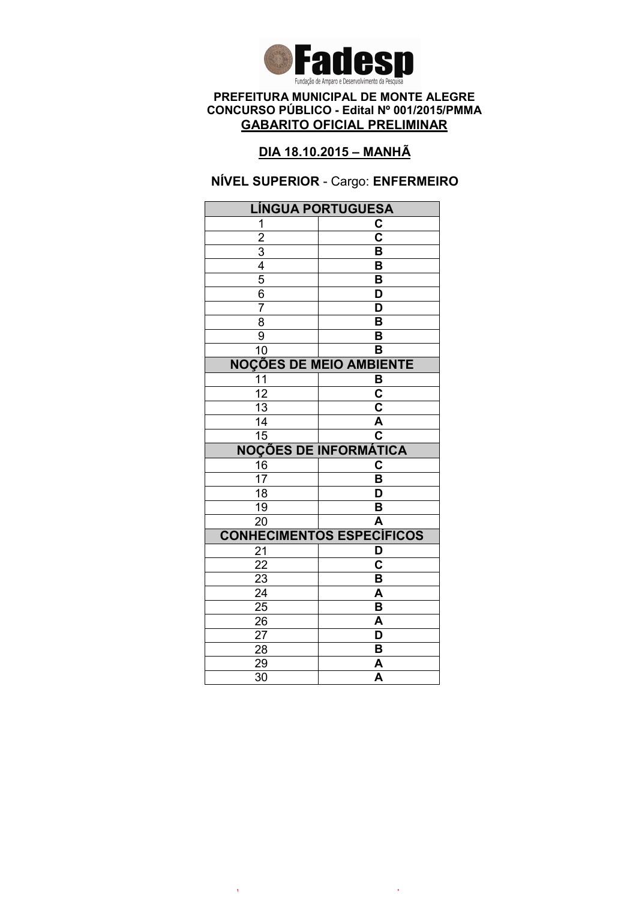Fadesp
Fundação de Amparo e Desenvolvimento da Pesquisa

**PREFEITURA MUNICIPAL DE MONTE ALEGRE**
**CONCURSO PÚBLICO - Edital Nº 001/2015/PMMA**
**GABARITO OFICIAL PRELIMINAR**

**DIA 18.10.2015 – MANHÃ**

**NÍVEL SUPERIOR** - Cargo: **ENFERMEIRO**

| LÍNGUA PORTUGUESA | |
|---|---|
| 1 | C |
| 2 | C |
| 3 | B |
| 4 | B |
| 5 | B |
| 6 | D |
| 7 | D |
| 8 | B |
| 9 | B |
| 10 | B |
| **NOÇÕES DE MEIO AMBIENTE** | |
| 11 | B |
| 12 | C |
| 13 | C |
| 14 | A |
| 15 | C |
| **NOÇÕES DE INFORMÁTICA** | |
| 16 | C |
| 17 | B |
| 18 | D |
| 19 | B |
| 20 | A |
| **CONHECIMENTOS ESPECÍFICOS** | |
| 21 | D |
| 22 | C |
| 23 | B |
| 24 | A |
| 25 | B |
| 26 | A |
| 27 | D |
| 28 | B |
| 29 | A |
| 30 | A |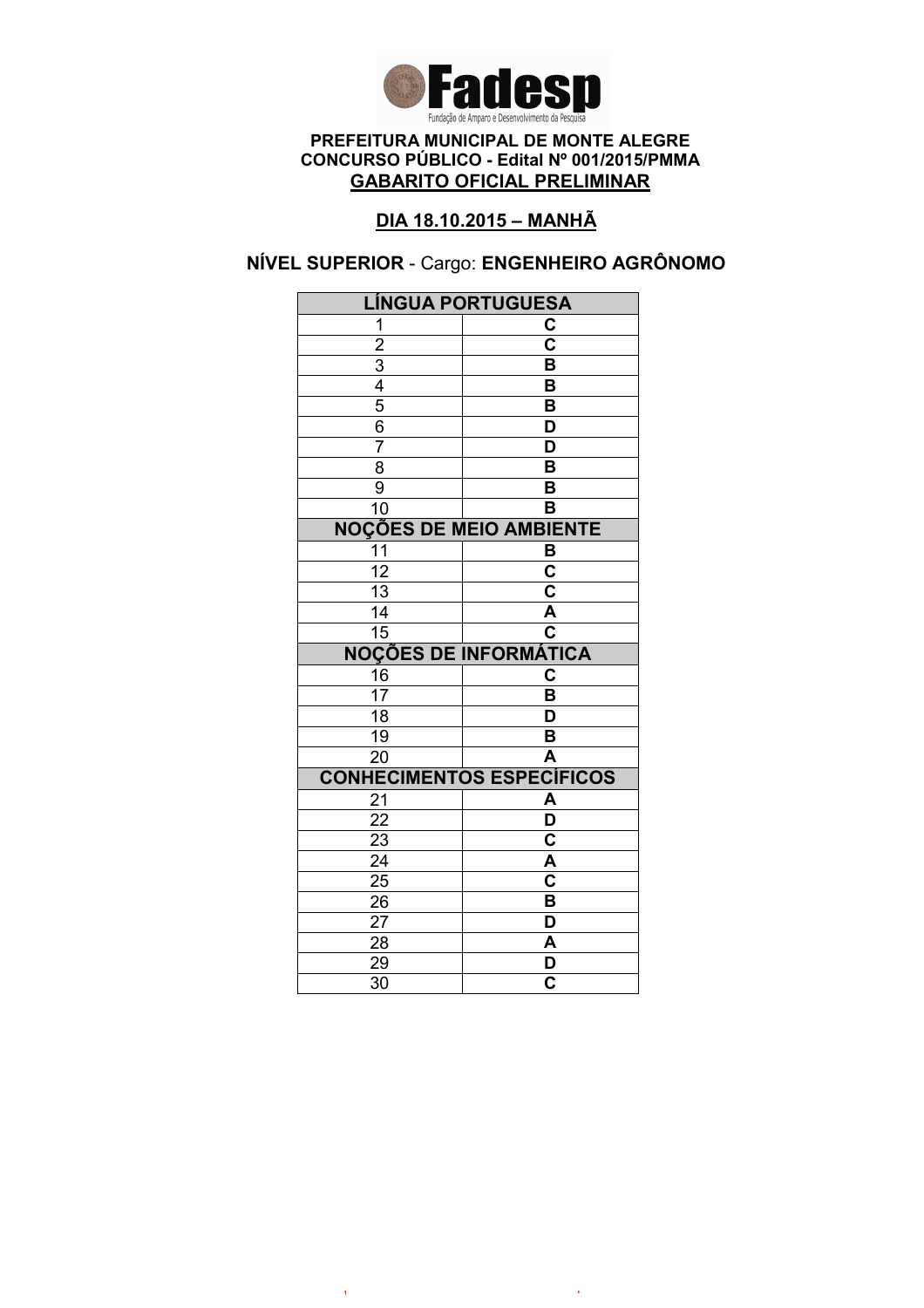Fadesp

Fundação de Amparo e Desenvolvimento da Pesquisa

**PREFEITURA MUNICIPAL DE MONTE ALEGRE**
**CONCURSO PÚBLICO - Edital Nº 001/2015/PMMA**
**GABARITO OFICIAL PRELIMINAR**

**DIA 18.10.2015 – MANHÃ**

**NÍVEL SUPERIOR** - Cargo: **ENGENHEIRO AGRÔNOMO**

| LÍNGUA PORTUGUESA | |
|---|---|
| 1 | C |
| 2 | C |
| 3 | B |
| 4 | B |
| 5 | B |
| 6 | D |
| 7 | D |
| 8 | B |
| 9 | B |
| 10 | B |
| **NOÇÕES DE MEIO AMBIENTE** | |
| 11 | B |
| 12 | C |
| 13 | C |
| 14 | A |
| 15 | C |
| **NOÇÕES DE INFORMÁTICA** | |
| 16 | C |
| 17 | B |
| 18 | D |
| 19 | B |
| 20 | A |
| **CONHECIMENTOS ESPECÍFICOS** | |
| 21 | A |
| 22 | D |
| 23 | C |
| 24 | A |
| 25 | C |
| 26 | B |
| 27 | D |
| 28 | A |
| 29 | D |
| 30 | C |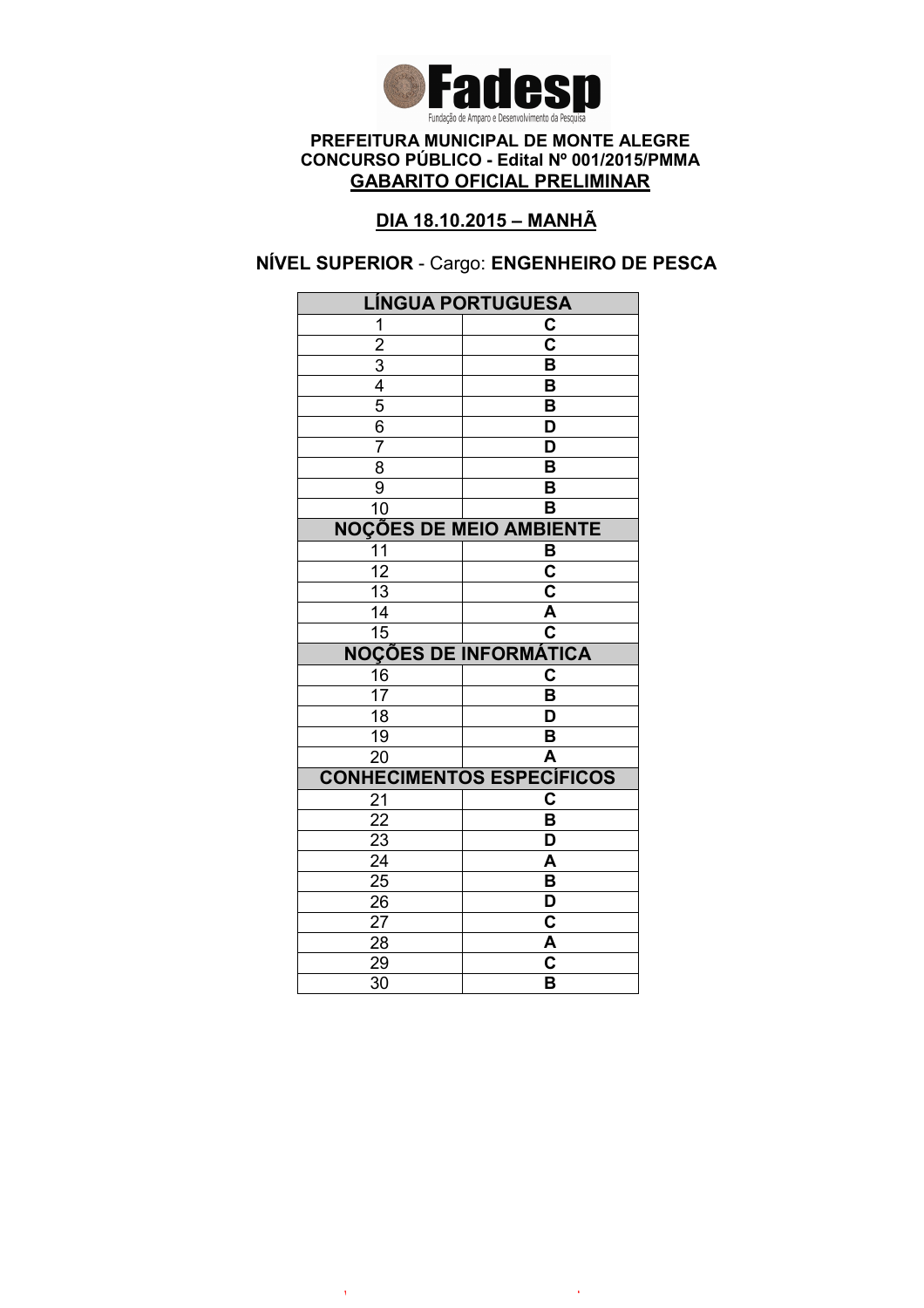Fadesp
Fundação de Amparo e Desenvolvimento da Pesquisa

**PREFEITURA MUNICIPAL DE MONTE ALEGRE**
**CONCURSO PÚBLICO - Edital Nº 001/2015/PMMA**
**GABARITO OFICIAL PRELIMINAR**

**DIA 18.10.2015 – MANHÃ**

**NÍVEL SUPERIOR** - Cargo: **ENGENHEIRO DE PESCA**

| LÍNGUA PORTUGUESA | |
|---|---|
| 1 | C |
| 2 | C |
| 3 | B |
| 4 | B |
| 5 | B |
| 6 | D |
| 7 | D |
| 8 | B |
| 9 | B |
| 10 | B |
| **NOÇÕES DE MEIO AMBIENTE** | |
| 11 | B |
| 12 | C |
| 13 | C |
| 14 | A |
| 15 | C |
| **NOÇÕES DE INFORMÁTICA** | |
| 16 | C |
| 17 | B |
| 18 | D |
| 19 | B |
| 20 | A |
| **CONHECIMENTOS ESPECÍFICOS** | |
| 21 | C |
| 22 | B |
| 23 | D |
| 24 | A |
| 25 | B |
| 26 | D |
| 27 | C |
| 28 | A |
| 29 | C |
| 30 | B |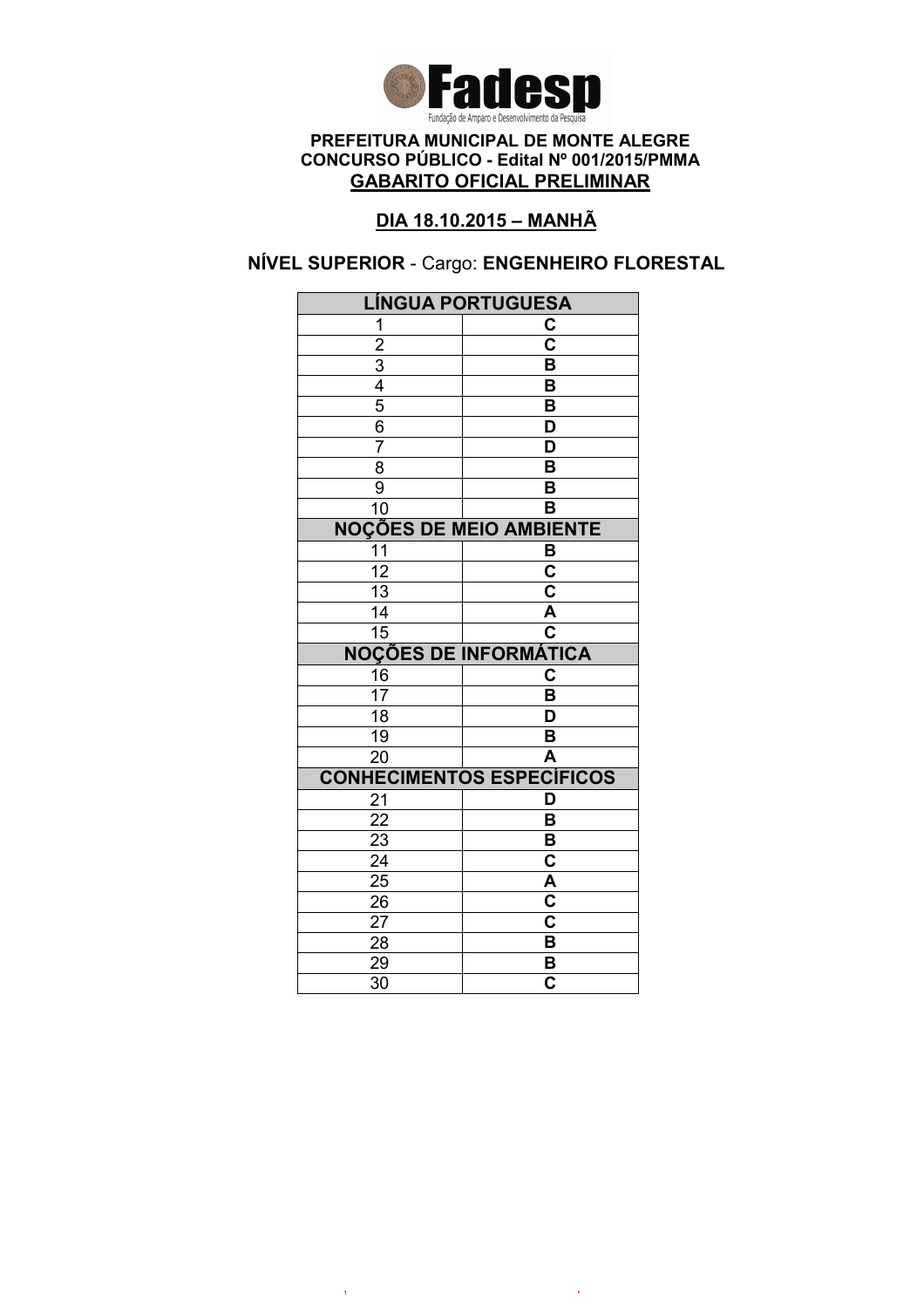**Fadesp**

Fundação de Amparo e Desenvolvimento da Pesquisa

**PREFEITURA MUNICIPAL DE MONTE ALEGRE**
**CONCURSO PÚBLICO - Edital Nº 001/2015/PMMA**
**GABARITO OFICIAL PRELIMINAR**

**DIA 18.10.2015 – MANHÃ**

**NÍVEL SUPERIOR** - Cargo: **ENGENHEIRO FLORESTAL**

| LÍNGUA PORTUGUESA | |
|---|---|
| 1 | C |
| 2 | C |
| 3 | B |
| 4 | B |
| 5 | B |
| 6 | D |
| 7 | D |
| 8 | B |
| 9 | B |
| 10 | B |
| **NOÇÕES DE MEIO AMBIENTE** | |
| 11 | B |
| 12 | C |
| 13 | C |
| 14 | A |
| 15 | C |
| **NOÇÕES DE INFORMÁTICA** | |
| 16 | C |
| 17 | B |
| 18 | D |
| 19 | B |
| 20 | A |
| **CONHECIMENTOS ESPECÍFICOS** | |
| 21 | D |
| 22 | B |
| 23 | B |
| 24 | C |
| 25 | A |
| 26 | C |
| 27 | C |
| 28 | B |
| 29 | B |
| 30 | C |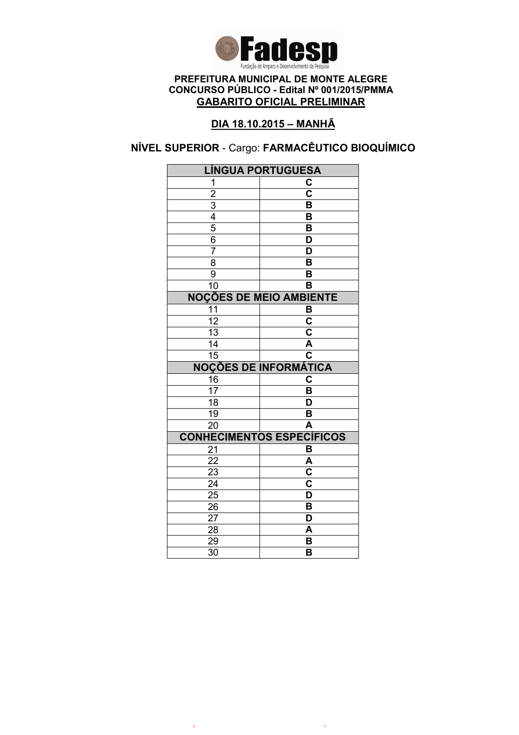**Fadesp**

Fundação de Amparo e Desenvolvimento da Pesquisa

**PREFEITURA MUNICIPAL DE MONTE ALEGRE**
**CONCURSO PÚBLICO - Edital Nº 001/2015/PMMA**
**GABARITO OFICIAL PRELIMINAR**

**DIA 18.10.2015 – MANHÃ**

**NÍVEL SUPERIOR** - Cargo: **FARMACÊUTICO BIOQUÍMICO**

| LÍNGUA PORTUGUESA | |
|---|---|
| 1 | C |
| 2 | C |
| 3 | B |
| 4 | B |
| 5 | B |
| 6 | D |
| 7 | D |
| 8 | B |
| 9 | B |
| 10 | B |
| **NOÇÕES DE MEIO AMBIENTE** | |
| 11 | B |
| 12 | C |
| 13 | C |
| 14 | A |
| 15 | C |
| **NOÇÕES DE INFORMÁTICA** | |
| 16 | C |
| 17 | B |
| 18 | D |
| 19 | B |
| 20 | A |
| **CONHECIMENTOS ESPECÍFICOS** | |
| 21 | B |
| 22 | A |
| 23 | C |
| 24 | C |
| 25 | D |
| 26 | B |
| 27 | D |
| 28 | A |
| 29 | B |
| 30 | B |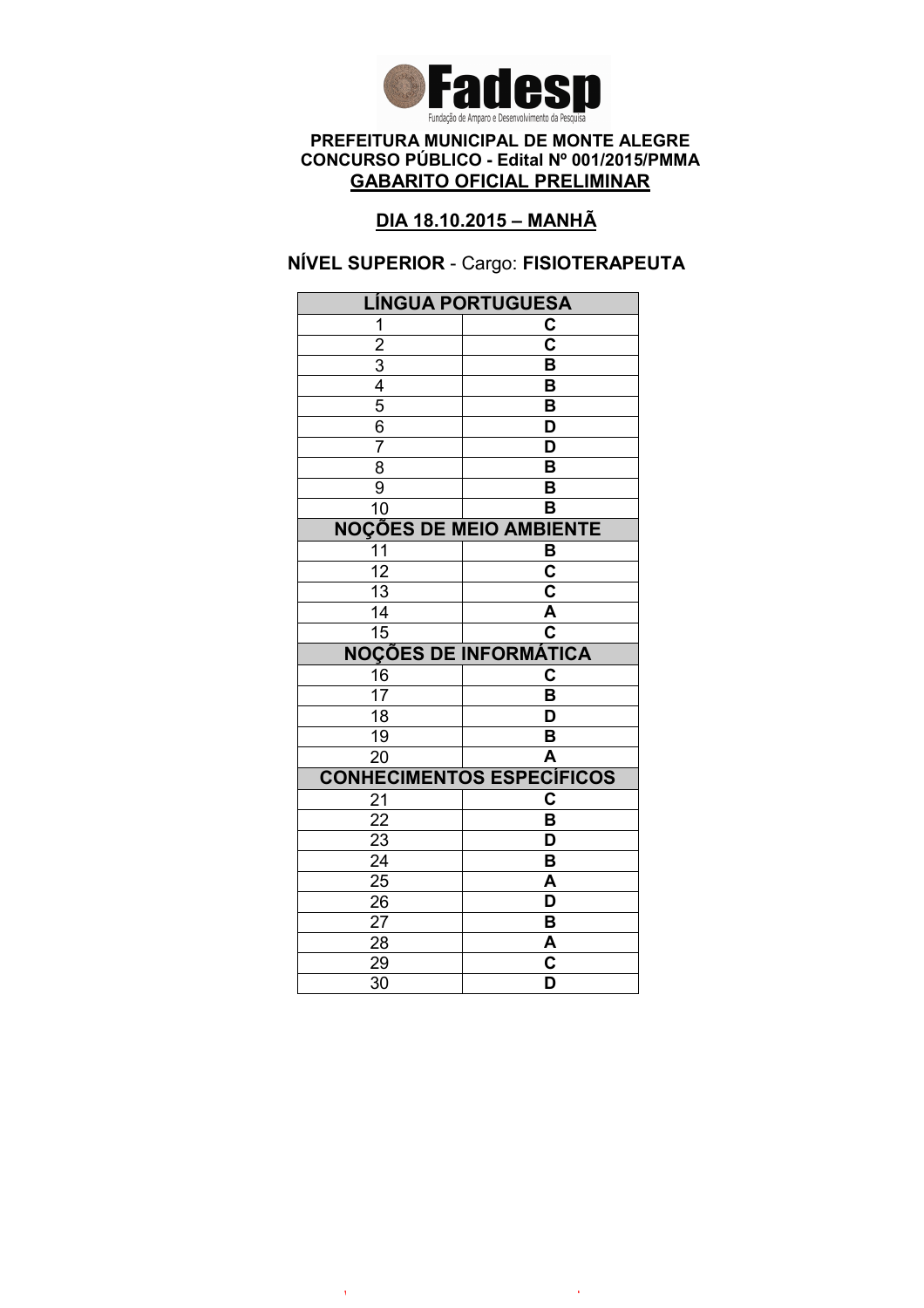**PREFEITURA MUNICIPAL DE MONTE ALEGRE**
**CONCURSO PÚBLICO - Edital Nº 001/2015/PMMA**
**GABARITO OFICIAL PRELIMINAR**

**DIA 18.10.2015 – MANHÃ**

**NÍVEL SUPERIOR** - Cargo: **FISIOTERAPEUTA**

| LÍNGUA PORTUGUESA | |
|---|---|
| 1 | C |
| 2 | C |
| 3 | B |
| 4 | B |
| 5 | B |
| 6 | D |
| 7 | D |
| 8 | B |
| 9 | B |
| 10 | B |
| **NOÇÕES DE MEIO AMBIENTE** | |
| 11 | B |
| 12 | C |
| 13 | C |
| 14 | A |
| 15 | C |
| **NOÇÕES DE INFORMÁTICA** | |
| 16 | C |
| 17 | B |
| 18 | D |
| 19 | B |
| 20 | A |
| **CONHECIMENTOS ESPECÍFICOS** | |
| 21 | C |
| 22 | B |
| 23 | D |
| 24 | B |
| 25 | A |
| 26 | D |
| 27 | B |
| 28 | A |
| 29 | C |
| 30 | D |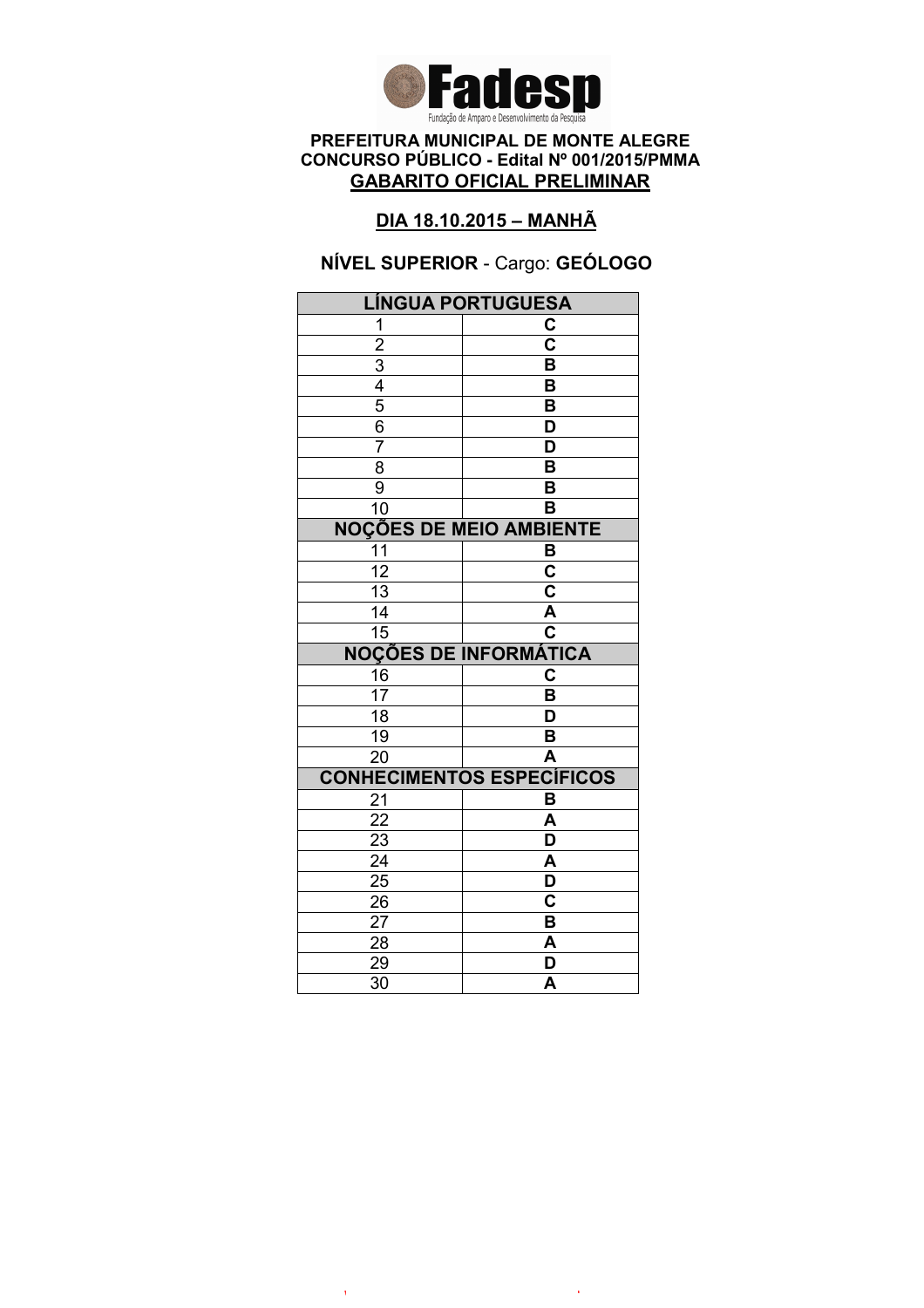**Fadesp**

Fundação de Amparo e Desenvolvimento da Pesquisa

**PREFEITURA MUNICIPAL DE MONTE ALEGRE**
**CONCURSO PÚBLICO - Edital Nº 001/2015/PMMA**
**GABARITO OFICIAL PRELIMINAR**

**DIA 18.10.2015 – MANHÃ**

**NÍVEL SUPERIOR** - Cargo: **GEÓLOGO**

| LÍNGUA PORTUGUESA | |
|---|---|
| 1 | C |
| 2 | C |
| 3 | B |
| 4 | B |
| 5 | B |
| 6 | D |
| 7 | D |
| 8 | B |
| 9 | B |
| 10 | B |
| **NOÇÕES DE MEIO AMBIENTE** | |
| 11 | B |
| 12 | C |
| 13 | C |
| 14 | A |
| 15 | C |
| **NOÇÕES DE INFORMÁTICA** | |
| 16 | C |
| 17 | B |
| 18 | D |
| 19 | B |
| 20 | A |
| **CONHECIMENTOS ESPECÍFICOS** | |
| 21 | B |
| 22 | A |
| 23 | D |
| 24 | A |
| 25 | D |
| 26 | C |
| 27 | B |
| 28 | A |
| 29 | D |
| 30 | A |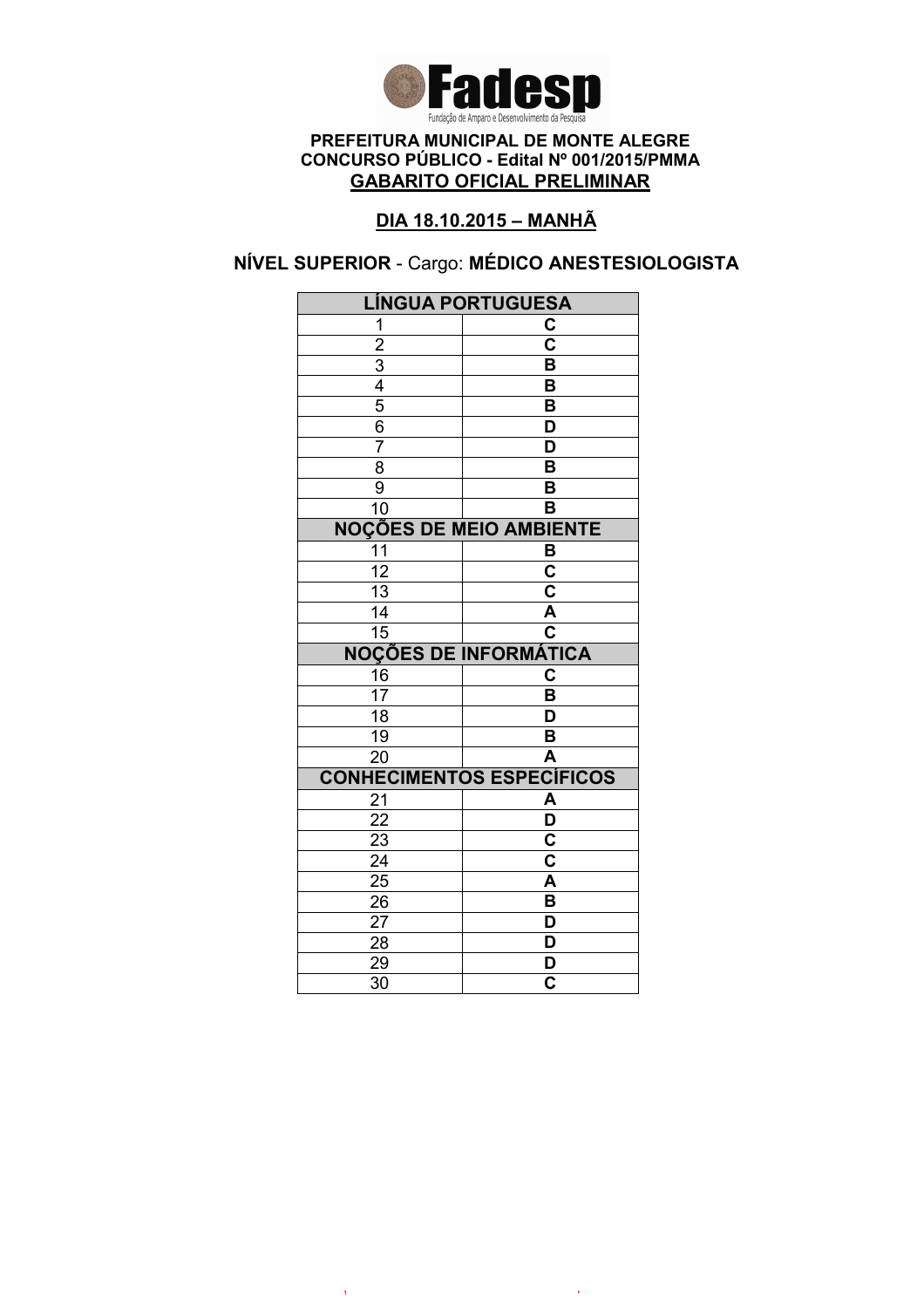**Fadesp**
Fundação de Amparo e Desenvolvimento da Pesquisa

**PREFEITURA MUNICIPAL DE MONTE ALEGRE**
**CONCURSO PÚBLICO - Edital Nº 001/2015/PMMA**
**GABARITO OFICIAL PRELIMINAR**

**DIA 18.10.2015 – MANHÃ**

**NÍVEL SUPERIOR** - Cargo: **MÉDICO ANESTESIOLOGISTA**

| LÍNGUA PORTUGUESA | |
|---|---|
| 1 | C |
| 2 | C |
| 3 | B |
| 4 | B |
| 5 | B |
| 6 | D |
| 7 | D |
| 8 | B |
| 9 | B |
| 10 | B |
| **NOÇÕES DE MEIO AMBIENTE** | |
| 11 | B |
| 12 | C |
| 13 | C |
| 14 | A |
| 15 | C |
| **NOÇÕES DE INFORMÁTICA** | |
| 16 | C |
| 17 | B |
| 18 | D |
| 19 | B |
| 20 | A |
| **CONHECIMENTOS ESPECÍFICOS** | |
| 21 | A |
| 22 | D |
| 23 | C |
| 24 | C |
| 25 | A |
| 26 | B |
| 27 | D |
| 28 | D |
| 29 | D |
| 30 | C |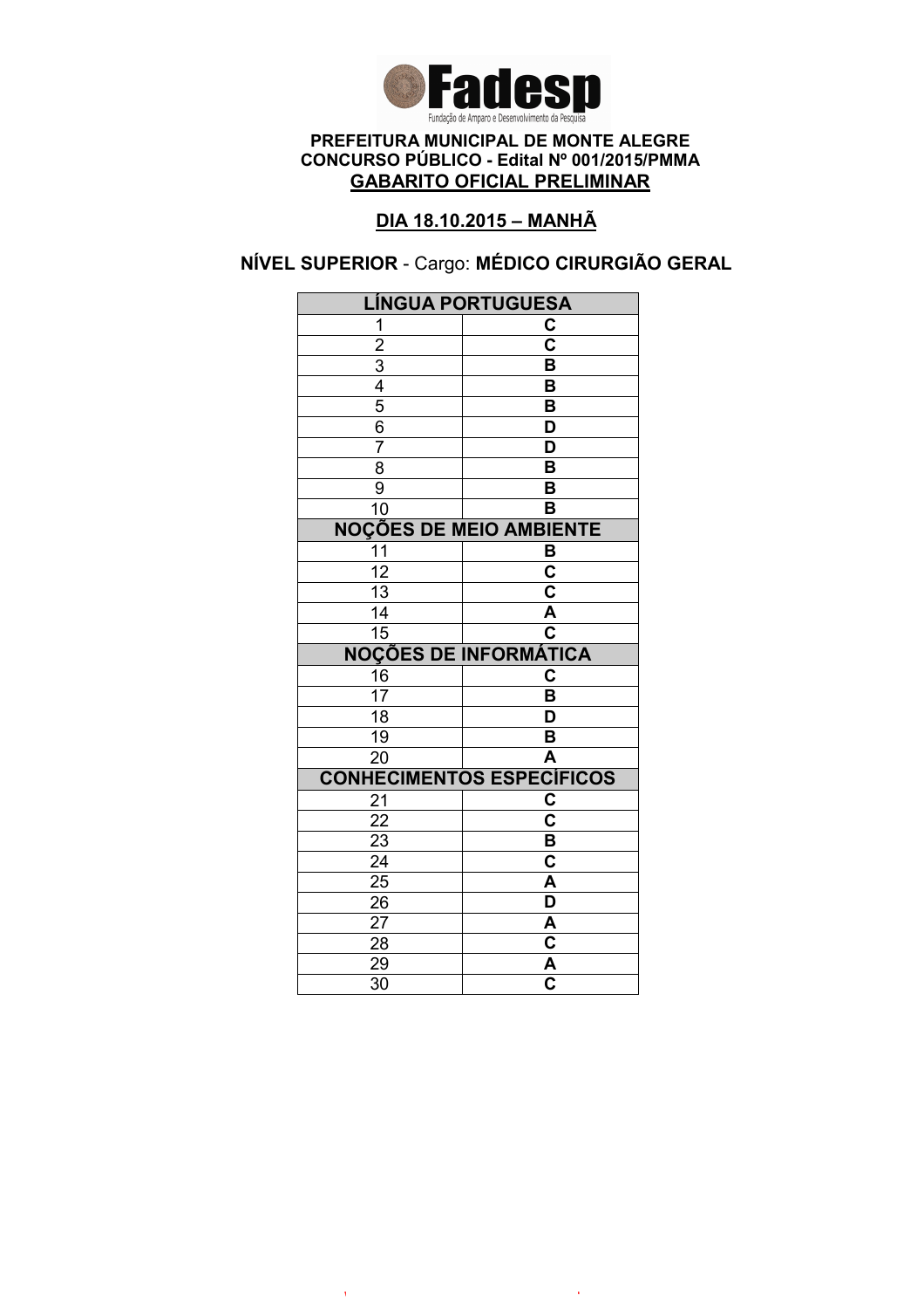**Fadesp**

Fundação de Amparo e Desenvolvimento da Pesquisa

**PREFEITURA MUNICIPAL DE MONTE ALEGRE**
**CONCURSO PÚBLICO - Edital Nº 001/2015/PMMA**
**GABARITO OFICIAL PRELIMINAR**

**DIA 18.10.2015 – MANHÃ**

**NÍVEL SUPERIOR** - Cargo: **MÉDICO CIRURGIÃO GERAL**

| LÍNGUA PORTUGUESA | |
|---|---|
| 1 | C |
| 2 | C |
| 3 | B |
| 4 | B |
| 5 | B |
| 6 | D |
| 7 | D |
| 8 | B |
| 9 | B |
| 10 | B |
| **NOÇÕES DE MEIO AMBIENTE** | |
| 11 | B |
| 12 | C |
| 13 | C |
| 14 | A |
| 15 | C |
| **NOÇÕES DE INFORMÁTICA** | |
| 16 | C |
| 17 | B |
| 18 | D |
| 19 | B |
| 20 | A |
| **CONHECIMENTOS ESPECÍFICOS** | |
| 21 | C |
| 22 | C |
| 23 | B |
| 24 | C |
| 25 | A |
| 26 | D |
| 27 | A |
| 28 | C |
| 29 | A |
| 30 | C |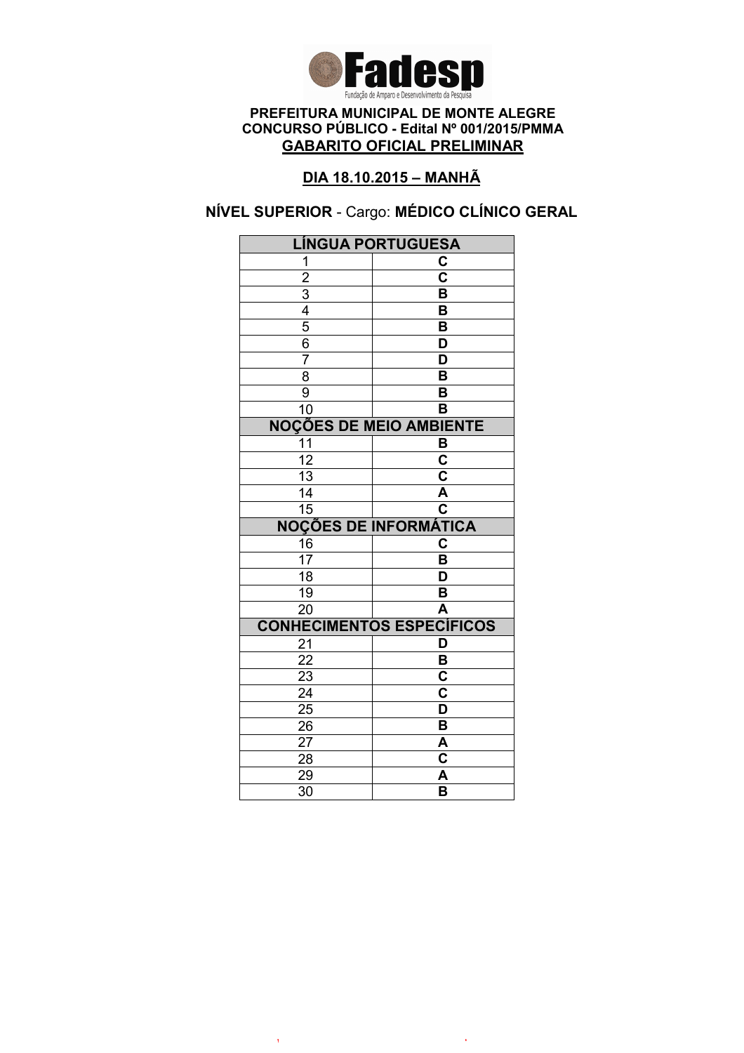**Fadesp**

Fundação de Amparo e Desenvolvimento da Pesquisa

**PREFEITURA MUNICIPAL DE MONTE ALEGRE**
**CONCURSO PÚBLICO - Edital Nº 001/2015/PMMA**
**GABARITO OFICIAL PRELIMINAR**

**DIA 18.10.2015 – MANHÃ**

**NÍVEL SUPERIOR** - Cargo: **MÉDICO CLÍNICO GERAL**

| LÍNGUA PORTUGUESA | |
|---|---|
| 1 | C |
| 2 | C |
| 3 | B |
| 4 | B |
| 5 | B |
| 6 | D |
| 7 | D |
| 8 | B |
| 9 | B |
| 10 | B |
| **NOÇÕES DE MEIO AMBIENTE** | |
| 11 | B |
| 12 | C |
| 13 | C |
| 14 | A |
| 15 | C |
| **NOÇÕES DE INFORMÁTICA** | |
| 16 | C |
| 17 | B |
| 18 | D |
| 19 | B |
| 20 | A |
| **CONHECIMENTOS ESPECÍFICOS** | |
| 21 | D |
| 22 | B |
| 23 | C |
| 24 | C |
| 25 | D |
| 26 | B |
| 27 | A |
| 28 | C |
| 29 | A |
| 30 | B |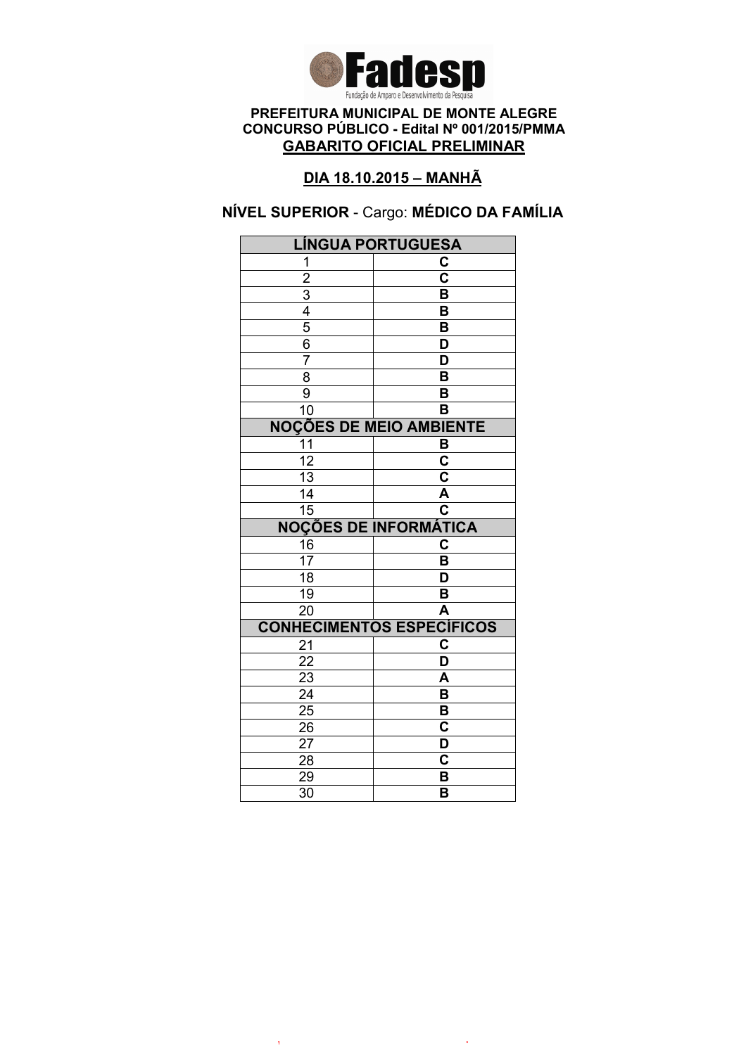**Fadesp**

Fundação de Amparo e Desenvolvimento da Pesquisa

**PREFEITURA MUNICIPAL DE MONTE ALEGRE**
**CONCURSO PÚBLICO - Edital Nº 001/2015/PMMA**
**GABARITO OFICIAL PRELIMINAR**

**DIA 18.10.2015 – MANHÃ**

**NÍVEL SUPERIOR** - Cargo: **MÉDICO DA FAMÍLIA**

| LÍNGUA PORTUGUESA | |
|---|---|
| 1 | C |
| 2 | C |
| 3 | B |
| 4 | B |
| 5 | B |
| 6 | D |
| 7 | D |
| 8 | B |
| 9 | B |
| 10 | B |
| **NOÇÕES DE MEIO AMBIENTE** | |
| 11 | B |
| 12 | C |
| 13 | C |
| 14 | A |
| 15 | C |
| **NOÇÕES DE INFORMÁTICA** | |
| 16 | C |
| 17 | B |
| 18 | D |
| 19 | B |
| 20 | A |
| **CONHECIMENTOS ESPECÍFICOS** | |
| 21 | C |
| 22 | D |
| 23 | A |
| 24 | B |
| 25 | B |
| 26 | C |
| 27 | D |
| 28 | C |
| 29 | B |
| 30 | B |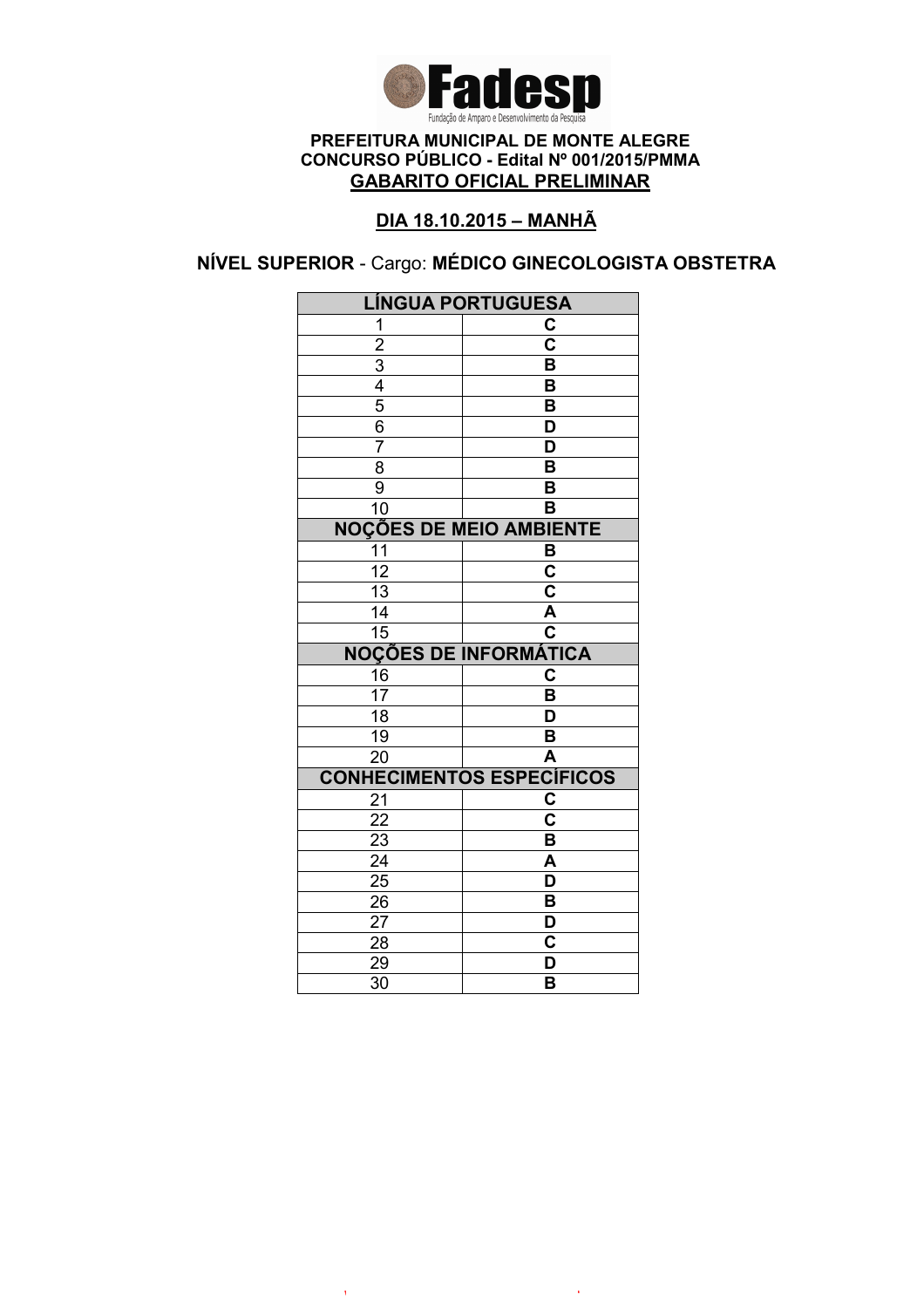Fundação de Amparo e Desenvolvimento da Pesquisa

**PREFEITURA MUNICIPAL DE MONTE ALEGRE**
**CONCURSO PÚBLICO - Edital Nº 001/2015/PMMA**
**GABARITO OFICIAL PRELIMINAR**

**DIA 18.10.2015 – MANHÃ**

**NÍVEL SUPERIOR** - Cargo: **MÉDICO GINECOLOGISTA OBSTETRA**

| LÍNGUA PORTUGUESA | |
|---|---|
| 1 | C |
| 2 | C |
| 3 | B |
| 4 | B |
| 5 | B |
| 6 | D |
| 7 | D |
| 8 | B |
| 9 | B |
| 10 | B |
| **NOÇÕES DE MEIO AMBIENTE** | |
| 11 | B |
| 12 | C |
| 13 | C |
| 14 | A |
| 15 | C |
| **NOÇÕES DE INFORMÁTICA** | |
| 16 | C |
| 17 | B |
| 18 | D |
| 19 | B |
| 20 | A |
| **CONHECIMENTOS ESPECÍFICOS** | |
| 21 | C |
| 22 | C |
| 23 | B |
| 24 | A |
| 25 | D |
| 26 | B |
| 27 | D |
| 28 | C |
| 29 | D |
| 30 | B |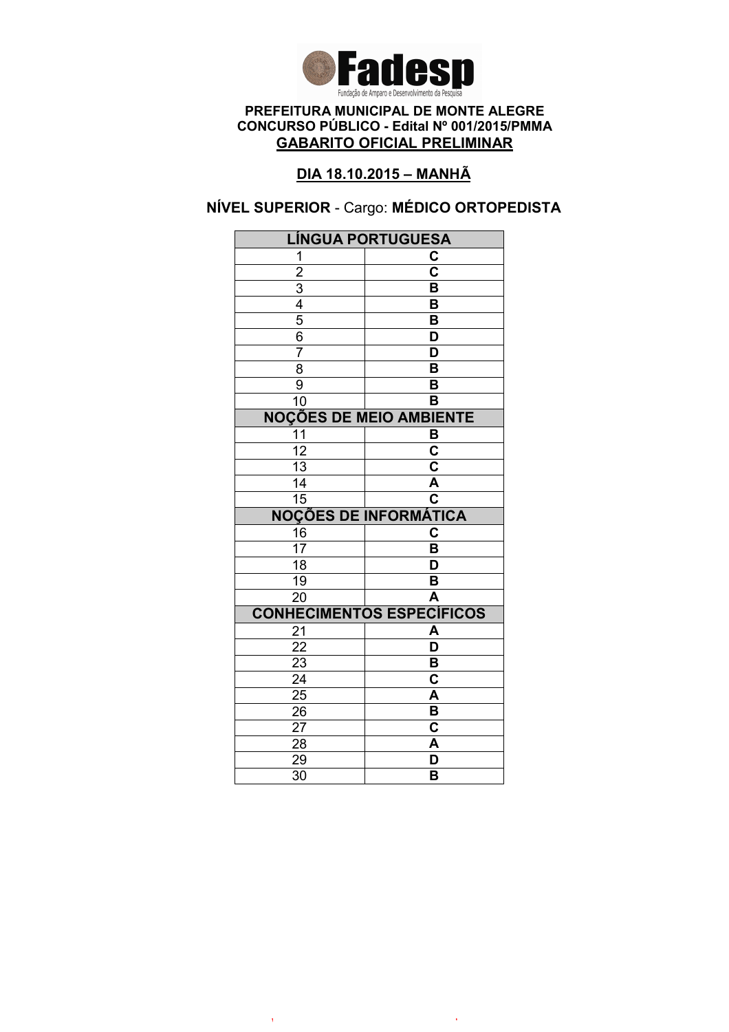**Fadesp**
Fundação de Amparo e Desenvolvimento da Pesquisa

**PREFEITURA MUNICIPAL DE MONTE ALEGRE**
**CONCURSO PÚBLICO - Edital Nº 001/2015/PMMA**
**GABARITO OFICIAL PRELIMINAR**

**DIA 18.10.2015 – MANHÃ**

**NÍVEL SUPERIOR** - Cargo: **MÉDICO ORTOPEDISTA**

| LÍNGUA PORTUGUESA | |
|---|---|
| 1 | C |
| 2 | C |
| 3 | B |
| 4 | B |
| 5 | B |
| 6 | D |
| 7 | D |
| 8 | B |
| 9 | B |
| 10 | B |
| **NOÇÕES DE MEIO AMBIENTE** | |
| 11 | B |
| 12 | C |
| 13 | C |
| 14 | A |
| 15 | C |
| **NOÇÕES DE INFORMÁTICA** | |
| 16 | C |
| 17 | B |
| 18 | D |
| 19 | B |
| 20 | A |
| **CONHECIMENTOS ESPECÍFICOS** | |
| 21 | A |
| 22 | D |
| 23 | B |
| 24 | C |
| 25 | A |
| 26 | B |
| 27 | C |
| 28 | A |
| 29 | D |
| 30 | B |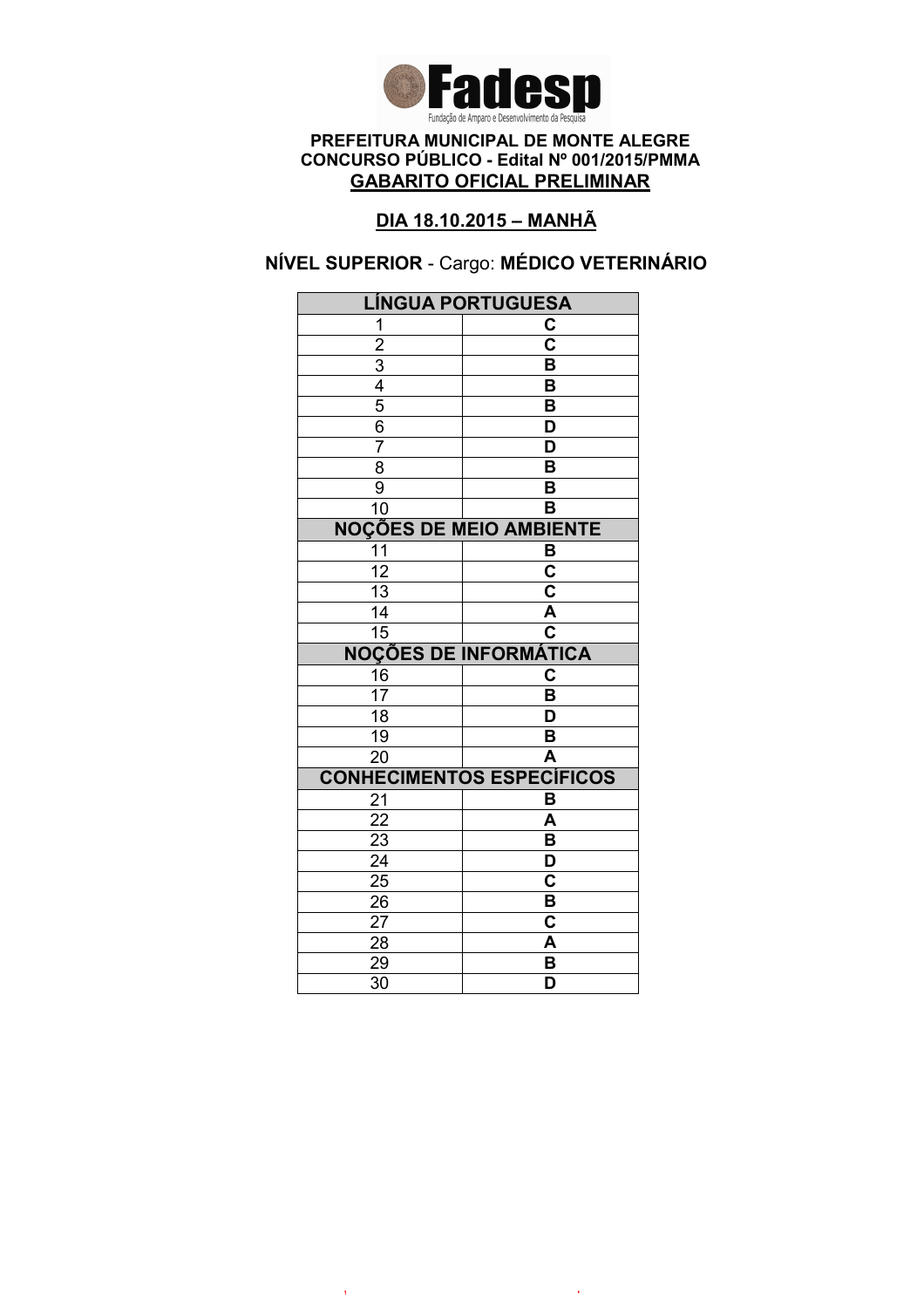**Fadesp**
Fundação de Amparo e Desenvolvimento da Pesquisa

**PREFEITURA MUNICIPAL DE MONTE ALEGRE**
**CONCURSO PÚBLICO - Edital Nº 001/2015/PMMA**
**GABARITO OFICIAL PRELIMINAR**

**DIA 18.10.2015 – MANHÃ**

**NÍVEL SUPERIOR** - Cargo: **MÉDICO VETERINÁRIO**

| LÍNGUA PORTUGUESA | |
|---|---|
| 1 | C |
| 2 | C |
| 3 | B |
| 4 | B |
| 5 | B |
| 6 | D |
| 7 | D |
| 8 | B |
| 9 | B |
| 10 | B |
| **NOÇÕES DE MEIO AMBIENTE** | |
| 11 | B |
| 12 | C |
| 13 | C |
| 14 | A |
| 15 | C |
| **NOÇÕES DE INFORMÁTICA** | |
| 16 | C |
| 17 | B |
| 18 | D |
| 19 | B |
| 20 | A |
| **CONHECIMENTOS ESPECÍFICOS** | |
| 21 | B |
| 22 | A |
| 23 | B |
| 24 | D |
| 25 | C |
| 26 | B |
| 27 | C |
| 28 | A |
| 29 | B |
| 30 | D |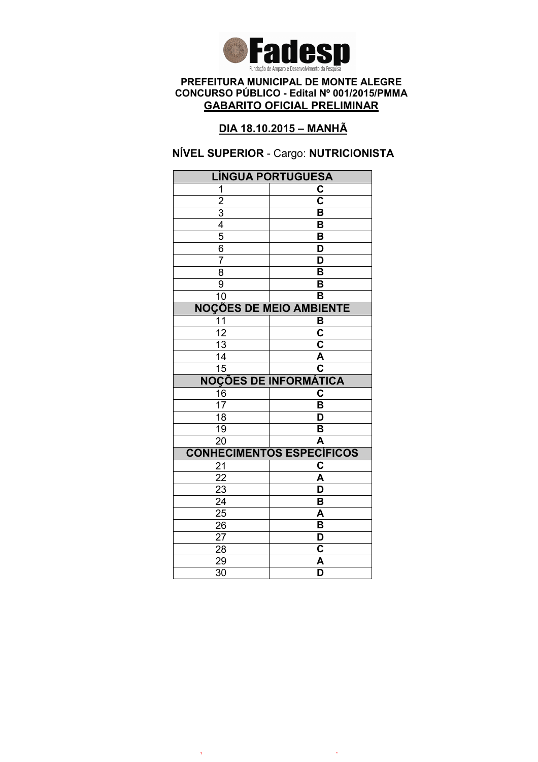**Fadesp**

Fundação de Amparo e Desenvolvimento da Pesquisa

**PREFEITURA MUNICIPAL DE MONTE ALEGRE**
**CONCURSO PÚBLICO - Edital Nº 001/2015/PMMA**
**GABARITO OFICIAL PRELIMINAR**

**DIA 18.10.2015 – MANHÃ**

**NÍVEL SUPERIOR** - Cargo: **NUTRICIONISTA**

| LÍNGUA PORTUGUESA | |
|---|---|
| 1 | C |
| 2 | C |
| 3 | B |
| 4 | B |
| 5 | B |
| 6 | D |
| 7 | D |
| 8 | B |
| 9 | B |
| 10 | B |
| **NOÇÕES DE MEIO AMBIENTE** | |
| 11 | B |
| 12 | C |
| 13 | C |
| 14 | A |
| 15 | C |
| **NOÇÕES DE INFORMÁTICA** | |
| 16 | C |
| 17 | B |
| 18 | D |
| 19 | B |
| 20 | A |
| **CONHECIMENTOS ESPECÍFICOS** | |
| 21 | C |
| 22 | A |
| 23 | D |
| 24 | B |
| 25 | A |
| 26 | B |
| 27 | D |
| 28 | C |
| 29 | A |
| 30 | D |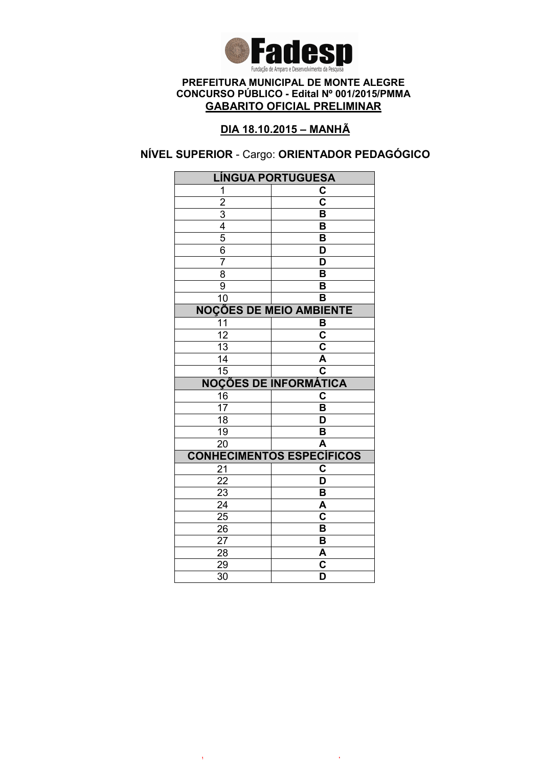**Fadesp**

Fundação de Amparo e Desenvolvimento da Pesquisa

**PREFEITURA MUNICIPAL DE MONTE ALEGRE**
**CONCURSO PÚBLICO - Edital Nº 001/2015/PMMA**
**GABARITO OFICIAL PRELIMINAR**

**DIA 18.10.2015 – MANHÃ**

**NÍVEL SUPERIOR** - Cargo: **ORIENTADOR PEDAGÓGICO**

| LÍNGUA PORTUGUESA | |
|---|---|
| 1 | C |
| 2 | C |
| 3 | B |
| 4 | B |
| 5 | B |
| 6 | D |
| 7 | D |
| 8 | B |
| 9 | B |
| 10 | B |
| **NOÇÕES DE MEIO AMBIENTE** | |
| 11 | B |
| 12 | C |
| 13 | C |
| 14 | A |
| 15 | C |
| **NOÇÕES DE INFORMÁTICA** | |
| 16 | C |
| 17 | B |
| 18 | D |
| 19 | B |
| 20 | A |
| **CONHECIMENTOS ESPECÍFICOS** | |
| 21 | C |
| 22 | D |
| 23 | B |
| 24 | A |
| 25 | C |
| 26 | B |
| 27 | B |
| 28 | A |
| 29 | C |
| 30 | D |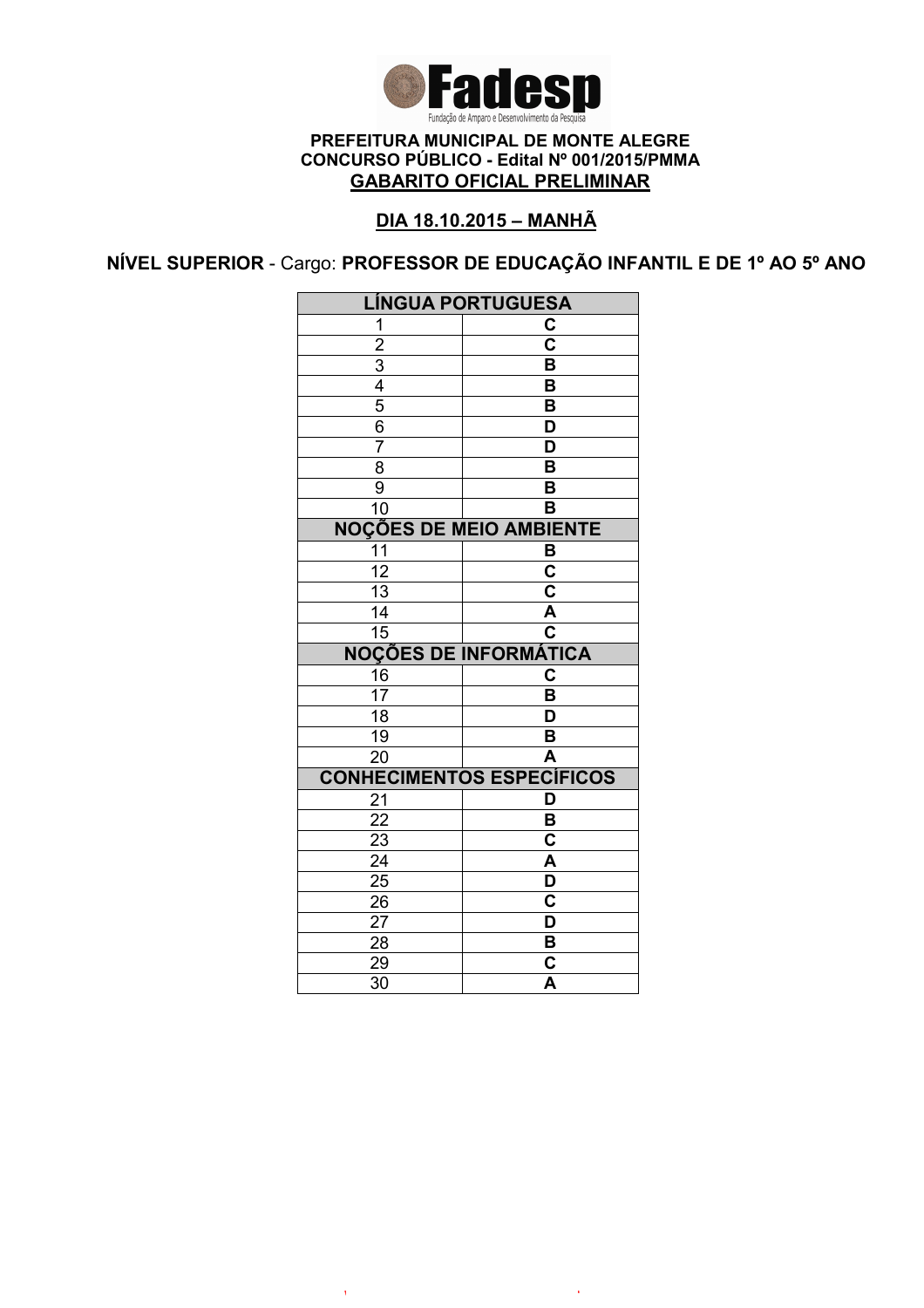Fadesp
Fundação de Amparo e Desenvolvimento da Pesquisa

**PREFEITURA MUNICIPAL DE MONTE ALEGRE**
**CONCURSO PÚBLICO - Edital Nº 001/2015/PMMA**
**GABARITO OFICIAL PRELIMINAR**

**DIA 18.10.2015 – MANHÃ**

**NÍVEL SUPERIOR** - Cargo: **PROFESSOR DE EDUCAÇÃO INFANTIL E DE 1º AO 5º ANO**

| LÍNGUA PORTUGUESA | |
|---|---|
| 1 | C |
| 2 | C |
| 3 | B |
| 4 | B |
| 5 | B |
| 6 | D |
| 7 | D |
| 8 | B |
| 9 | B |
| 10 | B |
| **NOÇÕES DE MEIO AMBIENTE** | |
| 11 | B |
| 12 | C |
| 13 | C |
| 14 | A |
| 15 | C |
| **NOÇÕES DE INFORMÁTICA** | |
| 16 | C |
| 17 | B |
| 18 | D |
| 19 | B |
| 20 | A |
| **CONHECIMENTOS ESPECÍFICOS** | |
| 21 | D |
| 22 | B |
| 23 | C |
| 24 | A |
| 25 | D |
| 26 | C |
| 27 | D |
| 28 | B |
| 29 | C |
| 30 | A |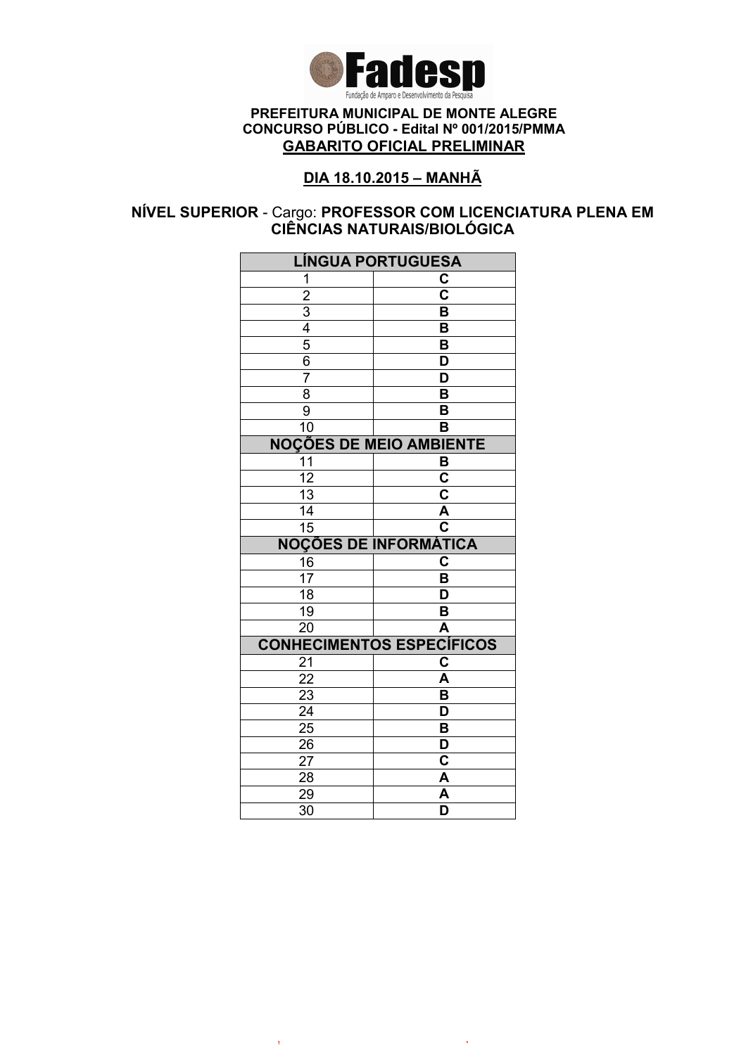**Fadesp**

Fundação de Amparo e Desenvolvimento da Pesquisa

**PREFEITURA MUNICIPAL DE MONTE ALEGRE**
**CONCURSO PÚBLICO - Edital Nº 001/2015/PMMA**
**GABARITO OFICIAL PRELIMINAR**

**DIA 18.10.2015 – MANHÃ**

**NÍVEL SUPERIOR** - Cargo: **PROFESSOR COM LICENCIATURA PLENA EM CIÊNCIAS NATURAIS/BIOLÓGICA**

| LÍNGUA PORTUGUESA | |
|---|---|
| 1 | C |
| 2 | C |
| 3 | B |
| 4 | B |
| 5 | B |
| 6 | D |
| 7 | D |
| 8 | B |
| 9 | B |
| 10 | B |
| **NOÇÕES DE MEIO AMBIENTE** | |
| 11 | B |
| 12 | C |
| 13 | C |
| 14 | A |
| 15 | C |
| **NOÇÕES DE INFORMÁTICA** | |
| 16 | C |
| 17 | B |
| 18 | D |
| 19 | B |
| 20 | A |
| **CONHECIMENTOS ESPECÍFICOS** | |
| 21 | C |
| 22 | A |
| 23 | B |
| 24 | D |
| 25 | B |
| 26 | D |
| 27 | C |
| 28 | A |
| 29 | A |
| 30 | D |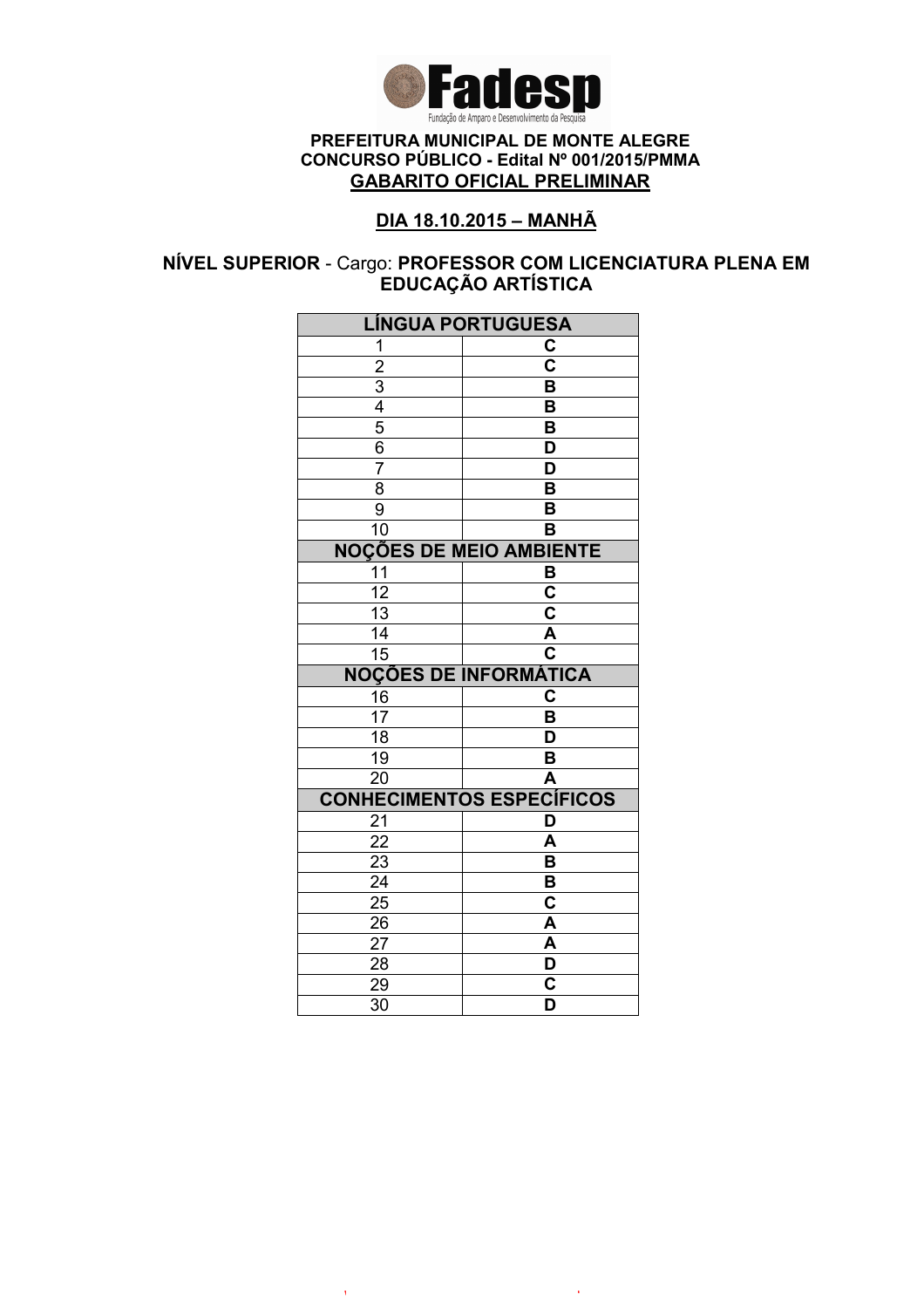**Fadesp**

Fundação de Amparo e Desenvolvimento da Pesquisa

**PREFEITURA MUNICIPAL DE MONTE ALEGRE**
**CONCURSO PÚBLICO - Edital Nº 001/2015/PMMA**
**GABARITO OFICIAL PRELIMINAR**

**DIA 18.10.2015 – MANHÃ**

**NÍVEL SUPERIOR** - Cargo: **PROFESSOR COM LICENCIATURA PLENA EM EDUCAÇÃO ARTÍSTICA**

| LÍNGUA PORTUGUESA | |
|---|---|
| 1 | C |
| 2 | C |
| 3 | B |
| 4 | B |
| 5 | B |
| 6 | D |
| 7 | D |
| 8 | B |
| 9 | B |
| 10 | B |
| **NOÇÕES DE MEIO AMBIENTE** | |
| 11 | B |
| 12 | C |
| 13 | C |
| 14 | A |
| 15 | C |
| **NOÇÕES DE INFORMÁTICA** | |
| 16 | C |
| 17 | B |
| 18 | D |
| 19 | B |
| 20 | A |
| **CONHECIMENTOS ESPECÍFICOS** | |
| 21 | D |
| 22 | A |
| 23 | B |
| 24 | B |
| 25 | C |
| 26 | A |
| 27 | A |
| 28 | D |
| 29 | C |
| 30 | D |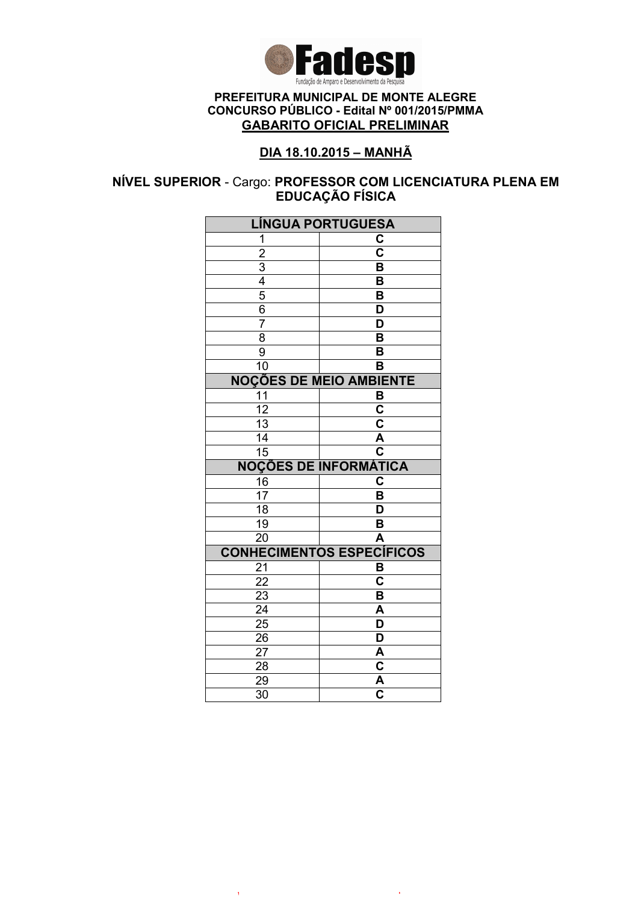**Fadesp**
Fundação de Amparo e Desenvolvimento da Pesquisa

**PREFEITURA MUNICIPAL DE MONTE ALEGRE**
**CONCURSO PÚBLICO - Edital Nº 001/2015/PMMA**
**GABARITO OFICIAL PRELIMINAR**

**DIA 18.10.2015 – MANHÃ**

**NÍVEL SUPERIOR** - Cargo: **PROFESSOR COM LICENCIATURA PLENA EM EDUCAÇÃO FÍSICA**

| LÍNGUA PORTUGUESA | |
|---|---|
| 1 | C |
| 2 | C |
| 3 | B |
| 4 | B |
| 5 | B |
| 6 | D |
| 7 | D |
| 8 | B |
| 9 | B |
| 10 | B |
| **NOÇÕES DE MEIO AMBIENTE** | |
| 11 | B |
| 12 | C |
| 13 | C |
| 14 | A |
| 15 | C |
| **NOÇÕES DE INFORMÁTICA** | |
| 16 | C |
| 17 | B |
| 18 | D |
| 19 | B |
| 20 | A |
| **CONHECIMENTOS ESPECÍFICOS** | |
| 21 | B |
| 22 | C |
| 23 | B |
| 24 | A |
| 25 | D |
| 26 | D |
| 27 | A |
| 28 | C |
| 29 | A |
| 30 | C |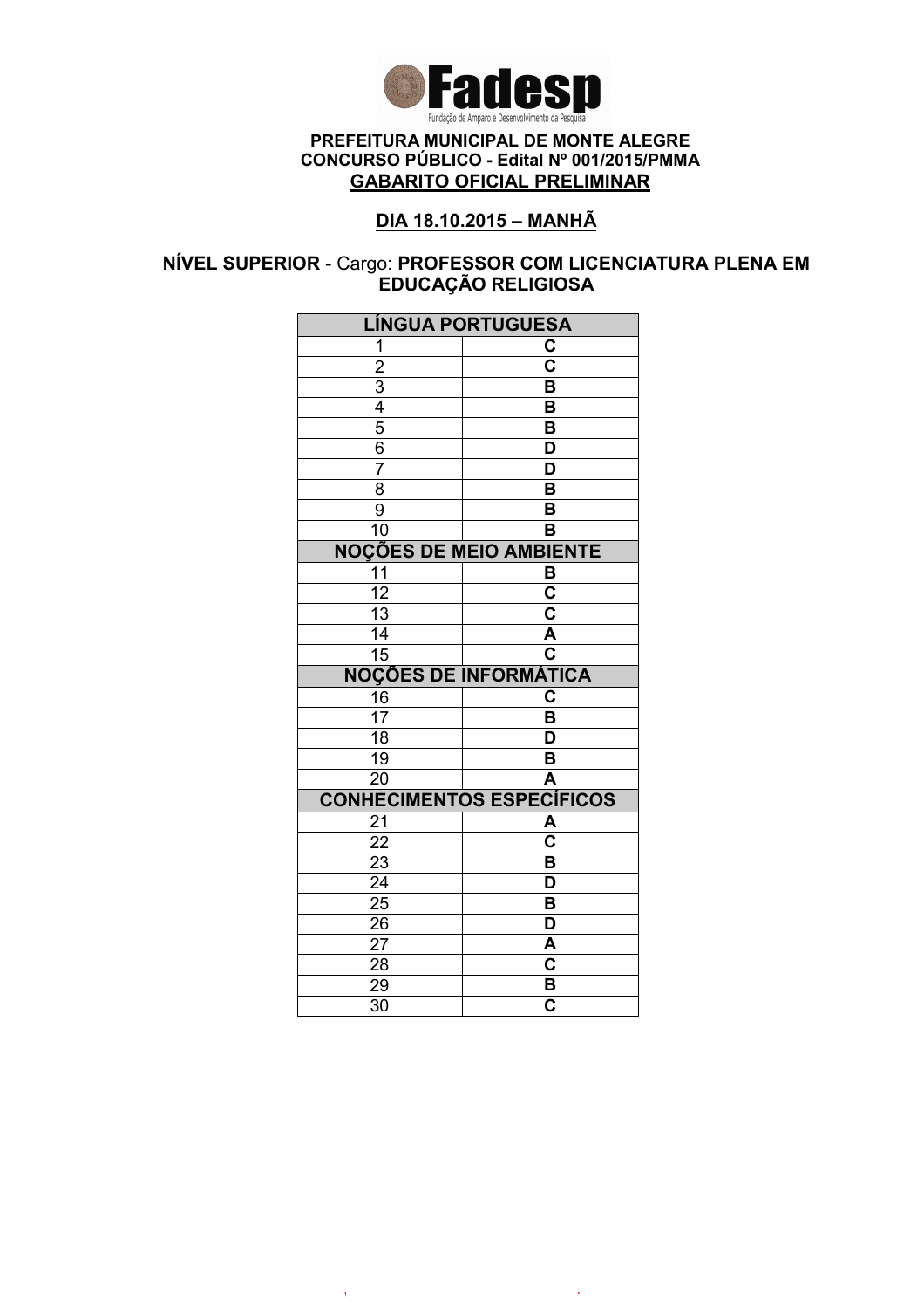**Fadesp**

Fundação de Amparo e Desenvolvimento da Pesquisa

**PREFEITURA MUNICIPAL DE MONTE ALEGRE**
**CONCURSO PÚBLICO - Edital Nº 001/2015/PMMA**
**GABARITO OFICIAL PRELIMINAR**

**DIA 18.10.2015 – MANHÃ**

**NÍVEL SUPERIOR** - Cargo: **PROFESSOR COM LICENCIATURA PLENA EM EDUCAÇÃO RELIGIOSA**

| LÍNGUA PORTUGUESA | |
|---|---|
| 1 | C |
| 2 | C |
| 3 | B |
| 4 | B |
| 5 | B |
| 6 | D |
| 7 | D |
| 8 | B |
| 9 | B |
| 10 | B |
| **NOÇÕES DE MEIO AMBIENTE** | |
| 11 | B |
| 12 | C |
| 13 | C |
| 14 | A |
| 15 | C |
| **NOÇÕES DE INFORMÁTICA** | |
| 16 | C |
| 17 | B |
| 18 | D |
| 19 | B |
| 20 | A |
| **CONHECIMENTOS ESPECÍFICOS** | |
| 21 | A |
| 22 | C |
| 23 | B |
| 24 | D |
| 25 | B |
| 26 | D |
| 27 | A |
| 28 | C |
| 29 | B |
| 30 | C |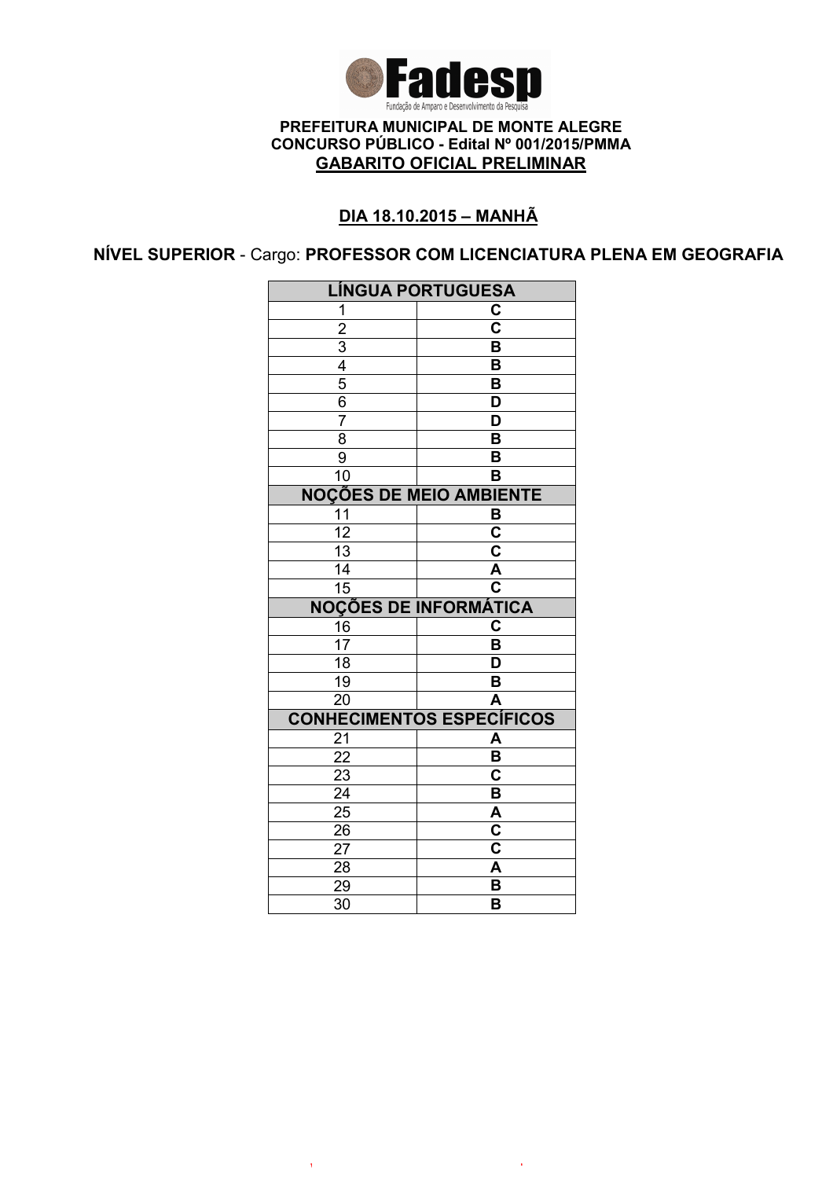Fadesp

Fundação de Amparo e Desenvolvimento da Pesquisa

**PREFEITURA MUNICIPAL DE MONTE ALEGRE**
**CONCURSO PÚBLICO - Edital Nº 001/2015/PMMA**
**GABARITO OFICIAL PRELIMINAR**

**DIA 18.10.2015 – MANHÃ**

**NÍVEL SUPERIOR** - Cargo: **PROFESSOR COM LICENCIATURA PLENA EM GEOGRAFIA**

| LÍNGUA PORTUGUESA | |
|---|---|
| 1 | C |
| 2 | C |
| 3 | B |
| 4 | B |
| 5 | B |
| 6 | D |
| 7 | D |
| 8 | B |
| 9 | B |
| 10 | B |
| **NOÇÕES DE MEIO AMBIENTE** | |
| 11 | B |
| 12 | C |
| 13 | C |
| 14 | A |
| 15 | C |
| **NOÇÕES DE INFORMÁTICA** | |
| 16 | C |
| 17 | B |
| 18 | D |
| 19 | B |
| 20 | A |
| **CONHECIMENTOS ESPECÍFICOS** | |
| 21 | A |
| 22 | B |
| 23 | C |
| 24 | B |
| 25 | A |
| 26 | C |
| 27 | C |
| 28 | A |
| 29 | B |
| 30 | B |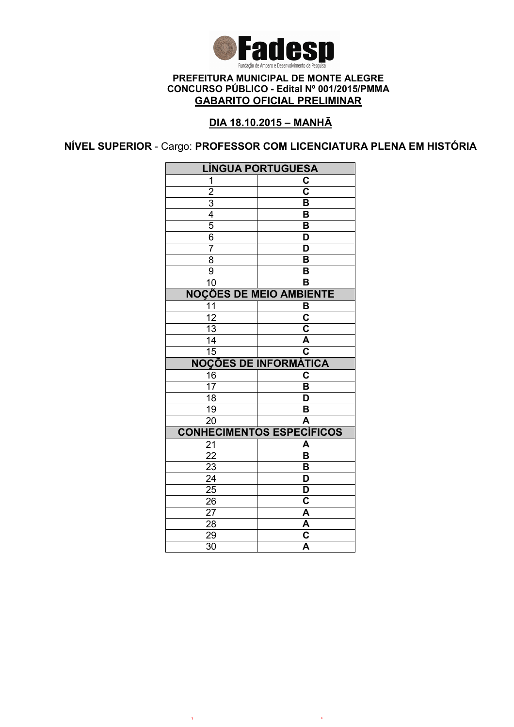Fadesp

Fundação de Amparo e Desenvolvimento da Pesquisa

**PREFEITURA MUNICIPAL DE MONTE ALEGRE**
**CONCURSO PÚBLICO - Edital Nº 001/2015/PMMA**
**GABARITO OFICIAL PRELIMINAR**

**DIA 18.10.2015 – MANHÃ**

**NÍVEL SUPERIOR** - Cargo: **PROFESSOR COM LICENCIATURA PLENA EM HISTÓRIA**

| LÍNGUA PORTUGUESA | |
|---|---|
| 1 | C |
| 2 | C |
| 3 | B |
| 4 | B |
| 5 | B |
| 6 | D |
| 7 | D |
| 8 | B |
| 9 | B |
| 10 | B |
| **NOÇÕES DE MEIO AMBIENTE** | |
| 11 | B |
| 12 | C |
| 13 | C |
| 14 | A |
| 15 | C |
| **NOÇÕES DE INFORMÁTICA** | |
| 16 | C |
| 17 | B |
| 18 | D |
| 19 | B |
| 20 | A |
| **CONHECIMENTOS ESPECÍFICOS** | |
| 21 | A |
| 22 | B |
| 23 | B |
| 24 | D |
| 25 | D |
| 26 | C |
| 27 | A |
| 28 | A |
| 29 | C |
| 30 | A |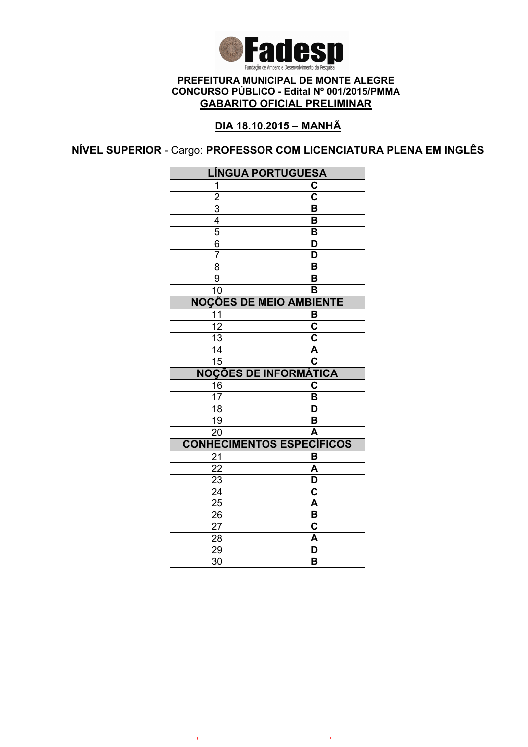**PREFEITURA MUNICIPAL DE MONTE ALEGRE**
**CONCURSO PÚBLICO - Edital Nº 001/2015/PMMA**
**GABARITO OFICIAL PRELIMINAR**

**DIA 18.10.2015 – MANHÃ**

**NÍVEL SUPERIOR** - Cargo: **PROFESSOR COM LICENCIATURA PLENA EM INGLÊS**

| LÍNGUA PORTUGUESA | |
|---|---|
| 1 | C |
| 2 | C |
| 3 | B |
| 4 | B |
| 5 | B |
| 6 | D |
| 7 | D |
| 8 | B |
| 9 | B |
| 10 | B |
| **NOÇÕES DE MEIO AMBIENTE** | |
| 11 | B |
| 12 | C |
| 13 | C |
| 14 | A |
| 15 | C |
| **NOÇÕES DE INFORMÁTICA** | |
| 16 | C |
| 17 | B |
| 18 | D |
| 19 | B |
| 20 | A |
| **CONHECIMENTOS ESPECÍFICOS** | |
| 21 | B |
| 22 | A |
| 23 | D |
| 24 | C |
| 25 | A |
| 26 | B |
| 27 | C |
| 28 | A |
| 29 | D |
| 30 | B |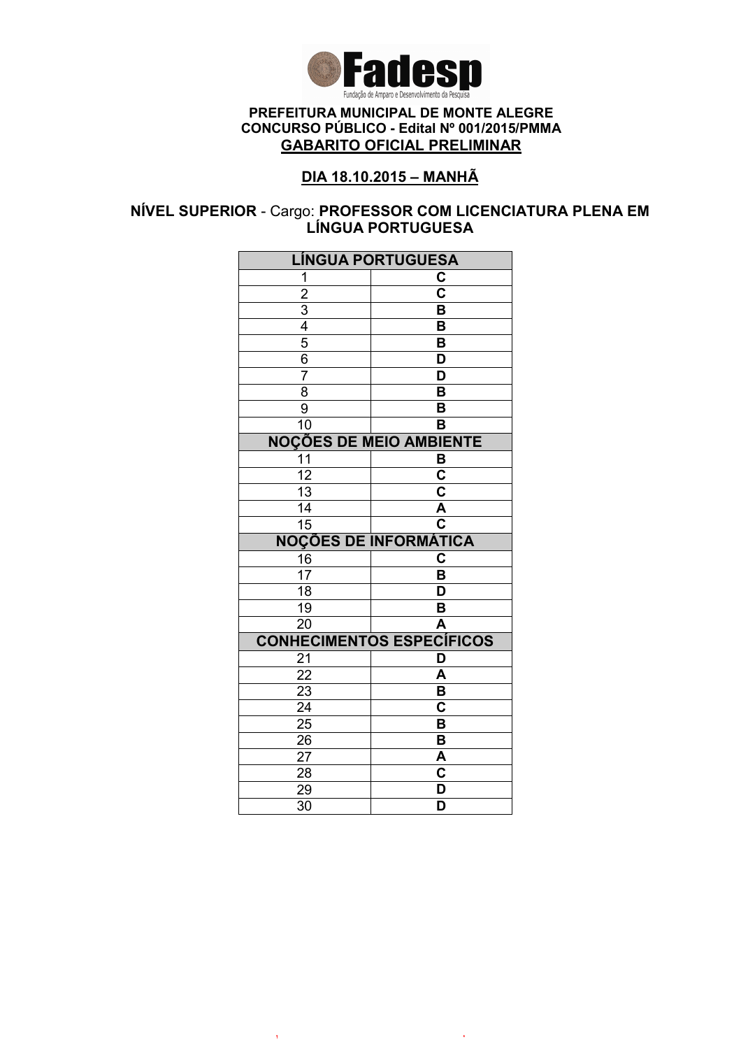**Fadesp**
Fundação de Amparo e Desenvolvimento da Pesquisa

**PREFEITURA MUNICIPAL DE MONTE ALEGRE**
**CONCURSO PÚBLICO - Edital Nº 001/2015/PMMA**
**GABARITO OFICIAL PRELIMINAR**

**DIA 18.10.2015 – MANHÃ**

**NÍVEL SUPERIOR** - Cargo: **PROFESSOR COM LICENCIATURA PLENA EM LÍNGUA PORTUGUESA**

| LÍNGUA PORTUGUESA | |
|---|---|
| 1 | C |
| 2 | C |
| 3 | B |
| 4 | B |
| 5 | B |
| 6 | D |
| 7 | D |
| 8 | B |
| 9 | B |
| 10 | B |
| **NOÇÕES DE MEIO AMBIENTE** | |
| 11 | B |
| 12 | C |
| 13 | C |
| 14 | A |
| 15 | C |
| **NOÇÕES DE INFORMÁTICA** | |
| 16 | C |
| 17 | B |
| 18 | D |
| 19 | B |
| 20 | A |
| **CONHECIMENTOS ESPECÍFICOS** | |
| 21 | D |
| 22 | A |
| 23 | B |
| 24 | C |
| 25 | B |
| 26 | B |
| 27 | A |
| 28 | C |
| 29 | D |
| 30 | D |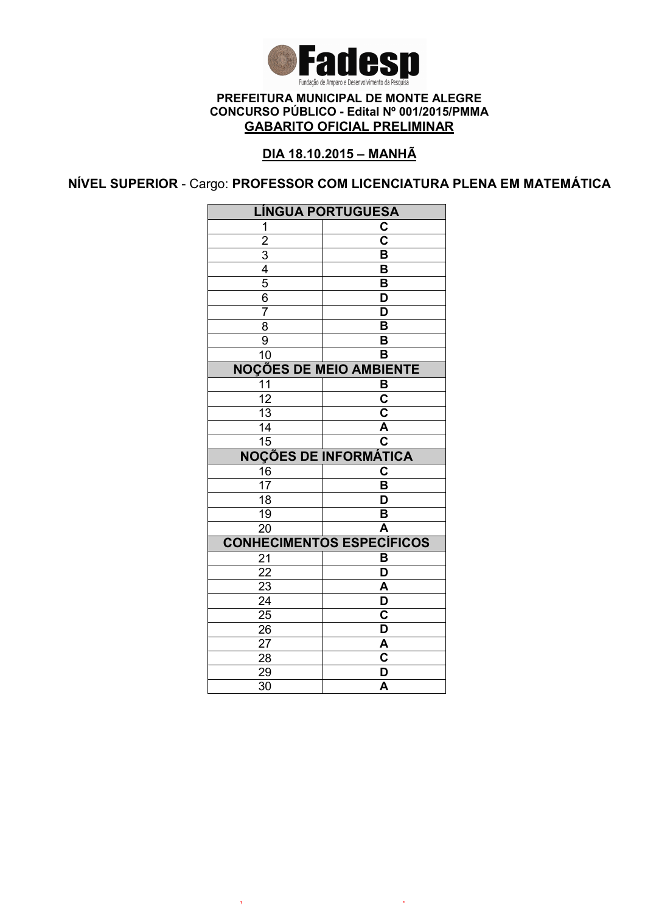Fadesp
Fundação de Amparo e Desenvolvimento da Pesquisa

**PREFEITURA MUNICIPAL DE MONTE ALEGRE**
**CONCURSO PÚBLICO - Edital Nº 001/2015/PMMA**
**GABARITO OFICIAL PRELIMINAR**

**DIA 18.10.2015 – MANHÃ**

**NÍVEL SUPERIOR** - Cargo: **PROFESSOR COM LICENCIATURA PLENA EM MATEMÁTICA**

| LÍNGUA PORTUGUESA | |
|---|---|
| 1 | C |
| 2 | C |
| 3 | B |
| 4 | B |
| 5 | B |
| 6 | D |
| 7 | D |
| 8 | B |
| 9 | B |
| 10 | B |
| **NOÇÕES DE MEIO AMBIENTE** | |
| 11 | B |
| 12 | C |
| 13 | C |
| 14 | A |
| 15 | C |
| **NOÇÕES DE INFORMÁTICA** | |
| 16 | C |
| 17 | B |
| 18 | D |
| 19 | B |
| 20 | A |
| **CONHECIMENTOS ESPECÍFICOS** | |
| 21 | B |
| 22 | D |
| 23 | A |
| 24 | D |
| 25 | C |
| 26 | D |
| 27 | A |
| 28 | C |
| 29 | D |
| 30 | A |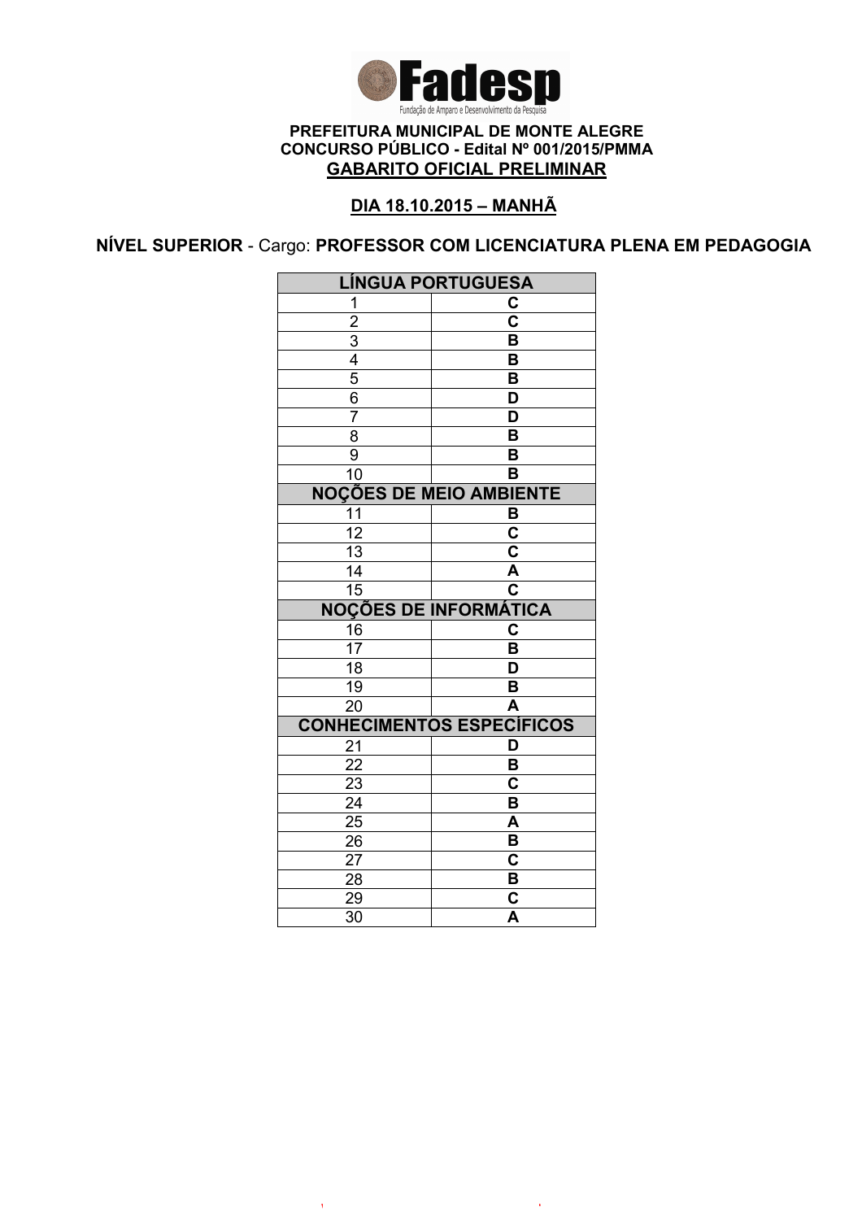**Fadesp**

Fundação de Amparo e Desenvolvimento da Pesquisa

**PREFEITURA MUNICIPAL DE MONTE ALEGRE**
**CONCURSO PÚBLICO - Edital Nº 001/2015/PMMA**
**GABARITO OFICIAL PRELIMINAR**

**DIA 18.10.2015 – MANHÃ**

**NÍVEL SUPERIOR** - Cargo: **PROFESSOR COM LICENCIATURA PLENA EM PEDAGOGIA**

| LÍNGUA PORTUGUESA | |
|---|---|
| 1 | C |
| 2 | C |
| 3 | B |
| 4 | B |
| 5 | B |
| 6 | D |
| 7 | D |
| 8 | B |
| 9 | B |
| 10 | B |
| **NOÇÕES DE MEIO AMBIENTE** | |
| 11 | B |
| 12 | C |
| 13 | C |
| 14 | A |
| 15 | C |
| **NOÇÕES DE INFORMÁTICA** | |
| 16 | C |
| 17 | B |
| 18 | D |
| 19 | B |
| 20 | A |
| **CONHECIMENTOS ESPECÍFICOS** | |
| 21 | D |
| 22 | B |
| 23 | C |
| 24 | B |
| 25 | A |
| 26 | B |
| 27 | C |
| 28 | B |
| 29 | C |
| 30 | A |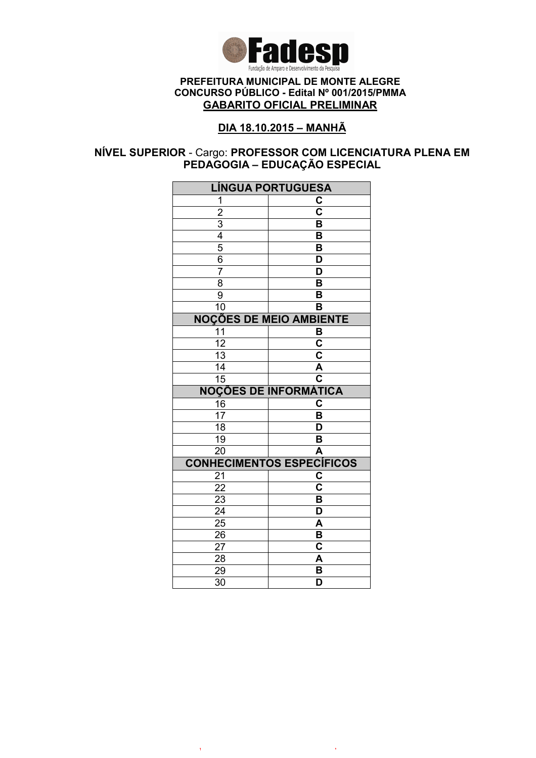**Fadesp**
Fundação de Amparo e Desenvolvimento da Pesquisa

**PREFEITURA MUNICIPAL DE MONTE ALEGRE**
**CONCURSO PÚBLICO - Edital Nº 001/2015/PMMA**
**GABARITO OFICIAL PRELIMINAR**

**DIA 18.10.2015 – MANHÃ**

**NÍVEL SUPERIOR** - Cargo: **PROFESSOR COM LICENCIATURA PLENA EM PEDAGOGIA – EDUCAÇÃO ESPECIAL**

| LÍNGUA PORTUGUESA | |
|---|---|
| 1 | C |
| 2 | C |
| 3 | B |
| 4 | B |
| 5 | B |
| 6 | D |
| 7 | D |
| 8 | B |
| 9 | B |
| 10 | B |
| **NOÇÕES DE MEIO AMBIENTE** | |
| 11 | B |
| 12 | C |
| 13 | C |
| 14 | A |
| 15 | C |
| **NOÇÕES DE INFORMÁTICA** | |
| 16 | C |
| 17 | B |
| 18 | D |
| 19 | B |
| 20 | A |
| **CONHECIMENTOS ESPECÍFICOS** | |
| 21 | C |
| 22 | C |
| 23 | B |
| 24 | D |
| 25 | A |
| 26 | B |
| 27 | C |
| 28 | A |
| 29 | B |
| 30 | D |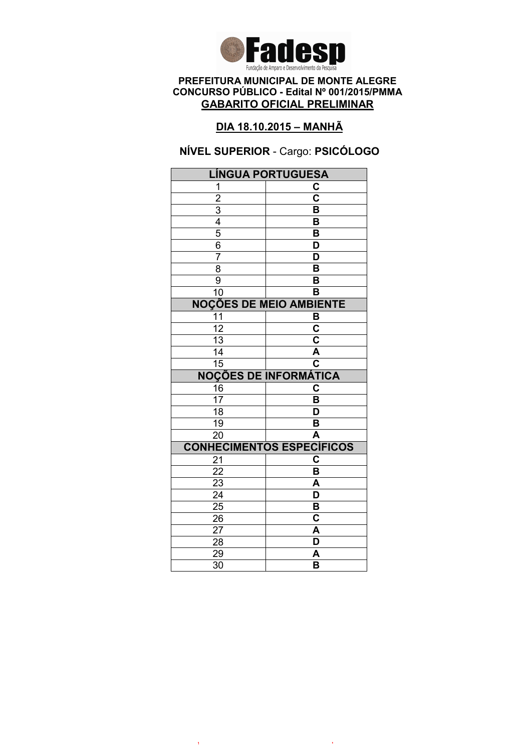**PREFEITURA MUNICIPAL DE MONTE ALEGRE**
**CONCURSO PÚBLICO - Edital Nº 001/2015/PMMA**
**GABARITO OFICIAL PRELIMINAR**

**DIA 18.10.2015 – MANHÃ**

**NÍVEL SUPERIOR** - Cargo: **PSICÓLOGO**

| LÍNGUA PORTUGUESA | |
|---|---|
| 1 | C |
| 2 | C |
| 3 | B |
| 4 | B |
| 5 | B |
| 6 | D |
| 7 | D |
| 8 | B |
| 9 | B |
| 10 | B |
| **NOÇÕES DE MEIO AMBIENTE** | |
| 11 | B |
| 12 | C |
| 13 | C |
| 14 | A |
| 15 | C |
| **NOÇÕES DE INFORMÁTICA** | |
| 16 | C |
| 17 | B |
| 18 | D |
| 19 | B |
| 20 | A |
| **CONHECIMENTOS ESPECÍFICOS** | |
| 21 | C |
| 22 | B |
| 23 | A |
| 24 | D |
| 25 | B |
| 26 | C |
| 27 | A |
| 28 | D |
| 29 | A |
| 30 | B |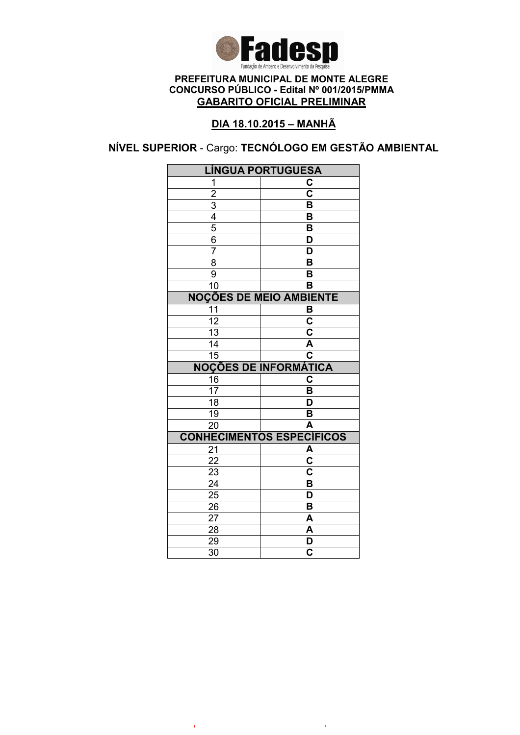**Fadesp**

Fundação de Amparo e Desenvolvimento da Pesquisa

**PREFEITURA MUNICIPAL DE MONTE ALEGRE**
**CONCURSO PÚBLICO - Edital Nº 001/2015/PMMA**
**GABARITO OFICIAL PRELIMINAR**

**DIA 18.10.2015 – MANHÃ**

**NÍVEL SUPERIOR** - Cargo: **TECNÓLOGO EM GESTÃO AMBIENTAL**

| LÍNGUA PORTUGUESA | |
|---|---|
| 1 | C |
| 2 | C |
| 3 | B |
| 4 | B |
| 5 | B |
| 6 | D |
| 7 | D |
| 8 | B |
| 9 | B |
| 10 | B |
| **NOÇÕES DE MEIO AMBIENTE** | |
| 11 | B |
| 12 | C |
| 13 | C |
| 14 | A |
| 15 | C |
| **NOÇÕES DE INFORMÁTICA** | |
| 16 | C |
| 17 | B |
| 18 | D |
| 19 | B |
| 20 | A |
| **CONHECIMENTOS ESPECÍFICOS** | |
| 21 | A |
| 22 | C |
| 23 | C |
| 24 | B |
| 25 | D |
| 26 | B |
| 27 | A |
| 28 | A |
| 29 | D |
| 30 | C |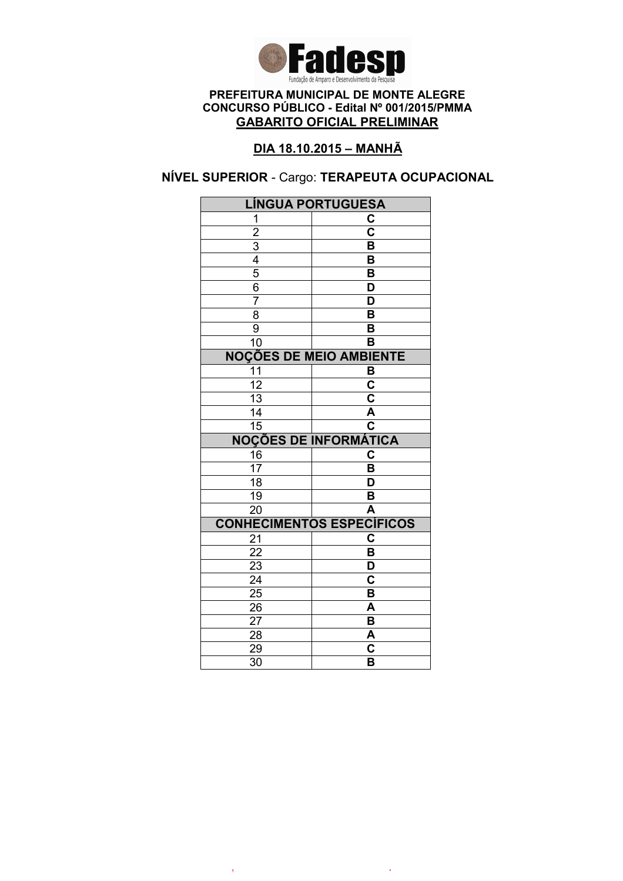**Fadesp**
Fundação de Amparo e Desenvolvimento da Pesquisa

**PREFEITURA MUNICIPAL DE MONTE ALEGRE**
**CONCURSO PÚBLICO - Edital Nº 001/2015/PMMA**
**GABARITO OFICIAL PRELIMINAR**

**DIA 18.10.2015 – MANHÃ**

**NÍVEL SUPERIOR** - Cargo: **TERAPEUTA OCUPACIONAL**

| LÍNGUA PORTUGUESA | |
|---|---|
| 1 | C |
| 2 | C |
| 3 | B |
| 4 | B |
| 5 | B |
| 6 | D |
| 7 | D |
| 8 | B |
| 9 | B |
| 10 | B |
| **NOÇÕES DE MEIO AMBIENTE** | |
| 11 | B |
| 12 | C |
| 13 | C |
| 14 | A |
| 15 | C |
| **NOÇÕES DE INFORMÁTICA** | |
| 16 | C |
| 17 | B |
| 18 | D |
| 19 | B |
| 20 | A |
| **CONHECIMENTOS ESPECÍFICOS** | |
| 21 | C |
| 22 | B |
| 23 | D |
| 24 | C |
| 25 | B |
| 26 | A |
| 27 | B |
| 28 | A |
| 29 | C |
| 30 | B |